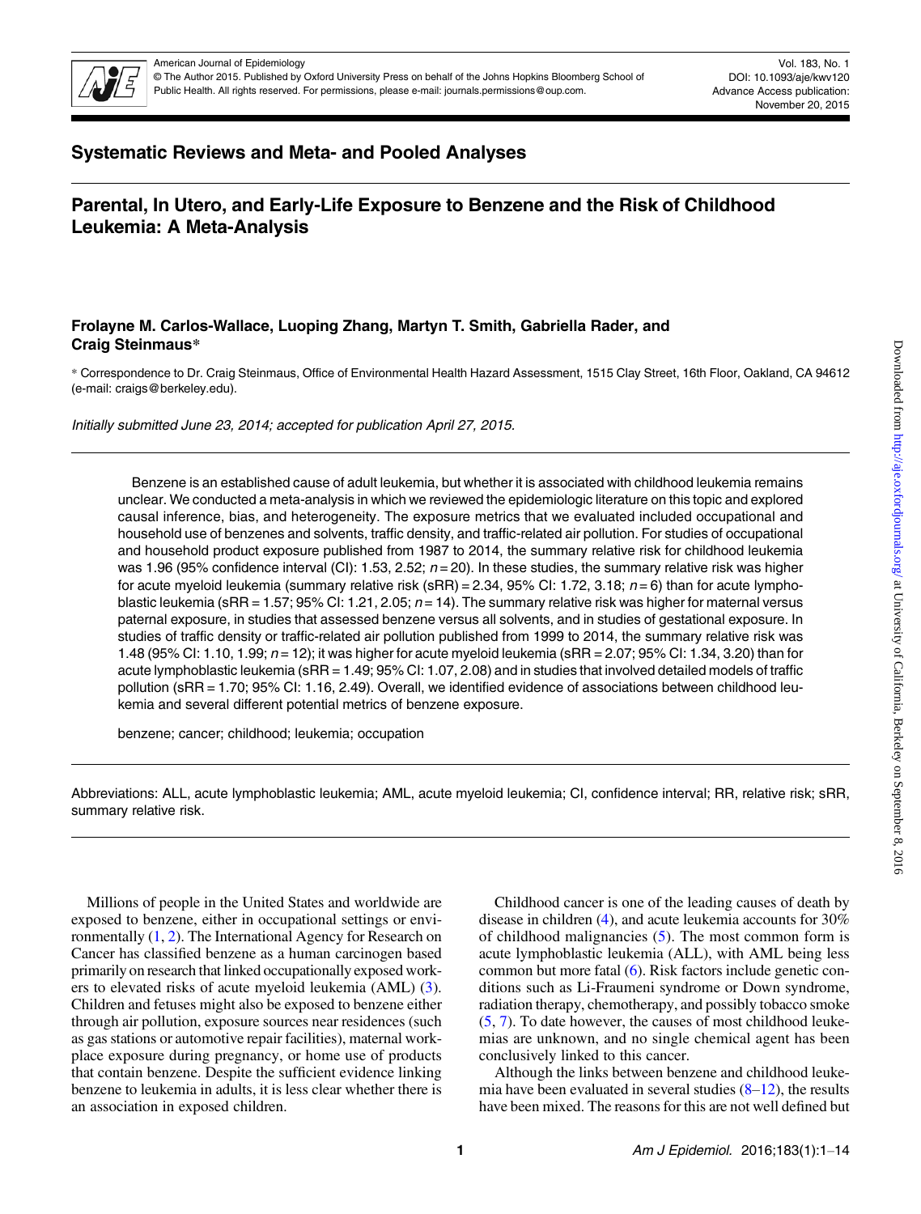American Journal of Epidemiology
© The Author 2015. Published by Oxford University Press on behalf of the Johns Hopkins Bloomberg School of Public Health. All rights reserved. For permissions, please e-mail: journals.permissions@oup.com.

Vol. 183, No. 1
DOI: 10.1093/aje/kwv120
Advance Access publication: November 20, 2015

## Systematic Reviews and Meta- and Pooled Analyses

# Parental, In Utero, and Early-Life Exposure to Benzene and the Risk of Childhood Leukemia: A Meta-Analysis

**Frolayne M. Carlos-Wallace, Luoping Zhang, Martyn T. Smith, Gabriella Rader, and Craig Steinmaus***

\* Correspondence to Dr. Craig Steinmaus, Office of Environmental Health Hazard Assessment, 1515 Clay Street, 16th Floor, Oakland, CA 94612 (e-mail: craigs@berkeley.edu).

*Initially submitted June 23, 2014; accepted for publication April 27, 2015.*

Benzene is an established cause of adult leukemia, but whether it is associated with childhood leukemia remains unclear. We conducted a meta-analysis in which we reviewed the epidemiologic literature on this topic and explored causal inference, bias, and heterogeneity. The exposure metrics that we evaluated included occupational and household use of benzenes and solvents, traffic density, and traffic-related air pollution. For studies of occupational and household product exposure published from 1987 to 2014, the summary relative risk for childhood leukemia was 1.96 (95% confidence interval (CI): 1.53, 2.52; $n = 20$). In these studies, the summary relative risk was higher for acute myeloid leukemia (summary relative risk (sRR) = 2.34, 95% CI: 1.72, 3.18; $n = 6$) than for acute lymphoblastic leukemia (sRR = 1.57; 95% CI: 1.21, 2.05; $n = 14$). The summary relative risk was higher for maternal versus paternal exposure, in studies that assessed benzene versus all solvents, and in studies of gestational exposure. In studies of traffic density or traffic-related air pollution published from 1999 to 2014, the summary relative risk was 1.48 (95% CI: 1.10, 1.99; $n = 12$); it was higher for acute myeloid leukemia (sRR = 2.07; 95% CI: 1.34, 3.20) than for acute lymphoblastic leukemia (sRR = 1.49; 95% CI: 1.07, 2.08) and in studies that involved detailed models of traffic pollution (sRR = 1.70; 95% CI: 1.16, 2.49). Overall, we identified evidence of associations between childhood leukemia and several different potential metrics of benzene exposure.

benzene; cancer; childhood; leukemia; occupation

Abbreviations: ALL, acute lymphoblastic leukemia; AML, acute myeloid leukemia; CI, confidence interval; RR, relative risk; sRR, summary relative risk.

Millions of people in the United States and worldwide are exposed to benzene, either in occupational settings or environmentally (1, 2). The International Agency for Research on Cancer has classified benzene as a human carcinogen based primarily on research that linked occupationally exposed workers to elevated risks of acute myeloid leukemia (AML) (3). Children and fetuses might also be exposed to benzene either through air pollution, exposure sources near residences (such as gas stations or automotive repair facilities), maternal workplace exposure during pregnancy, or home use of products that contain benzene. Despite the sufficient evidence linking benzene to leukemia in adults, it is less clear whether there is an association in exposed children.

Childhood cancer is one of the leading causes of death by disease in children (4), and acute leukemia accounts for 30% of childhood malignancies (5). The most common form is acute lymphoblastic leukemia (ALL), with AML being less common but more fatal (6). Risk factors include genetic conditions such as Li-Fraumeni syndrome or Down syndrome, radiation therapy, chemotherapy, and possibly tobacco smoke (5, 7). To date however, the causes of most childhood leukemias are unknown, and no single chemical agent has been conclusively linked to this cancer.

Although the links between benzene and childhood leukemia have been evaluated in several studies (8–12), the results have been mixed. The reasons for this are not well defined but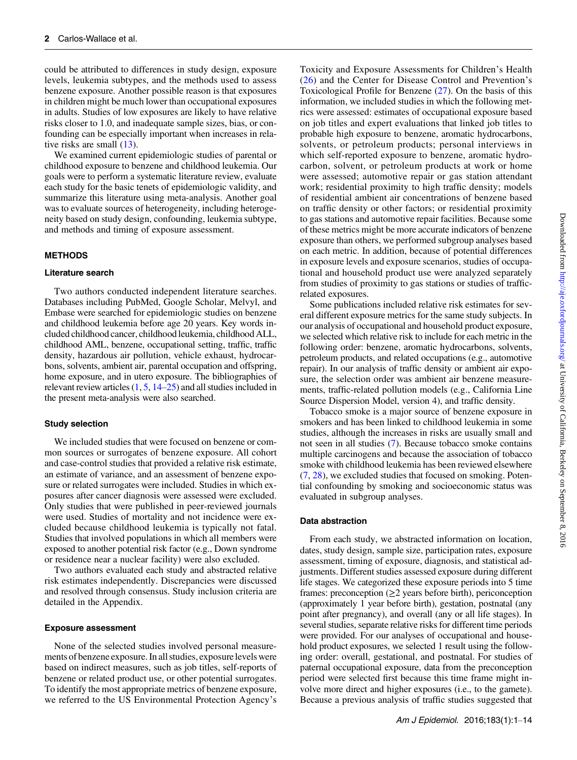could be attributed to differences in study design, exposure levels, leukemia subtypes, and the methods used to assess benzene exposure. Another possible reason is that exposures in children might be much lower than occupational exposures in adults. Studies of low exposures are likely to have relative risks closer to 1.0, and inadequate sample sizes, bias, or confounding can be especially important when increases in relative risks are small (13).

We examined current epidemiologic studies of parental or childhood exposure to benzene and childhood leukemia. Our goals were to perform a systematic literature review, evaluate each study for the basic tenets of epidemiologic validity, and summarize this literature using meta-analysis. Another goal was to evaluate sources of heterogeneity, including heterogeneity based on study design, confounding, leukemia subtype, and methods and timing of exposure assessment.

## METHODS

### Literature search

Two authors conducted independent literature searches. Databases including PubMed, Google Scholar, Melvyl, and Embase were searched for epidemiologic studies on benzene and childhood leukemia before age 20 years. Key words included childhood cancer, childhood leukemia, childhood ALL, childhood AML, benzene, occupational setting, traffic, traffic density, hazardous air pollution, vehicle exhaust, hydrocarbons, solvents, ambient air, parental occupation and offspring, home exposure, and in utero exposure. The bibliographies of relevant review articles (1, 5, 14–25) and all studies included in the present meta-analysis were also searched.

### Study selection

We included studies that were focused on benzene or common sources or surrogates of benzene exposure. All cohort and case-control studies that provided a relative risk estimate, an estimate of variance, and an assessment of benzene exposure or related surrogates were included. Studies in which exposures after cancer diagnosis were assessed were excluded. Only studies that were published in peer-reviewed journals were used. Studies of mortality and not incidence were excluded because childhood leukemia is typically not fatal. Studies that involved populations in which all members were exposed to another potential risk factor (e.g., Down syndrome or residence near a nuclear facility) were also excluded.

Two authors evaluated each study and abstracted relative risk estimates independently. Discrepancies were discussed and resolved through consensus. Study inclusion criteria are detailed in the Appendix.

### Exposure assessment

None of the selected studies involved personal measurements of benzene exposure. In all studies, exposure levels were based on indirect measures, such as job titles, self-reports of benzene or related product use, or other potential surrogates. To identify the most appropriate metrics of benzene exposure, we referred to the US Environmental Protection Agency's Toxicity and Exposure Assessments for Children's Health (26) and the Center for Disease Control and Prevention's Toxicological Profile for Benzene (27). On the basis of this information, we included studies in which the following metrics were assessed: estimates of occupational exposure based on job titles and expert evaluations that linked job titles to probable high exposure to benzene, aromatic hydrocarbons, solvents, or petroleum products; personal interviews in which self-reported exposure to benzene, aromatic hydrocarbon, solvent, or petroleum products at work or home were assessed; automotive repair or gas station attendant work; residential proximity to high traffic density; models of residential ambient air concentrations of benzene based on traffic density or other factors; or residential proximity to gas stations and automotive repair facilities. Because some of these metrics might be more accurate indicators of benzene exposure than others, we performed subgroup analyses based on each metric. In addition, because of potential differences in exposure levels and exposure scenarios, studies of occupational and household product use were analyzed separately from studies of proximity to gas stations or studies of traffic-related exposures.

Some publications included relative risk estimates for several different exposure metrics for the same study subjects. In our analysis of occupational and household product exposure, we selected which relative risk to include for each metric in the following order: benzene, aromatic hydrocarbons, solvents, petroleum products, and related occupations (e.g., automotive repair). In our analysis of traffic density or ambient air exposure, the selection order was ambient air benzene measurements, traffic-related pollution models (e.g., California Line Source Dispersion Model, version 4), and traffic density.

Tobacco smoke is a major source of benzene exposure in smokers and has been linked to childhood leukemia in some studies, although the increases in risks are usually small and not seen in all studies (7). Because tobacco smoke contains multiple carcinogens and because the association of tobacco smoke with childhood leukemia has been reviewed elsewhere (7, 28), we excluded studies that focused on smoking. Potential confounding by smoking and socioeconomic status was evaluated in subgroup analyses.

### Data abstraction

From each study, we abstracted information on location, dates, study design, sample size, participation rates, exposure assessment, timing of exposure, diagnosis, and statistical adjustments. Different studies assessed exposure during different life stages. We categorized these exposure periods into 5 time frames: preconception ($\geq$2 years before birth), periconception (approximately 1 year before birth), gestation, postnatal (any point after pregnancy), and overall (any or all life stages). In several studies, separate relative risks for different time periods were provided. For our analyses of occupational and household product exposures, we selected 1 result using the following order: overall, gestational, and postnatal. For studies of paternal occupational exposure, data from the preconception period were selected first because this time frame might involve more direct and higher exposures (i.e., to the gamete). Because a previous analysis of traffic studies suggested that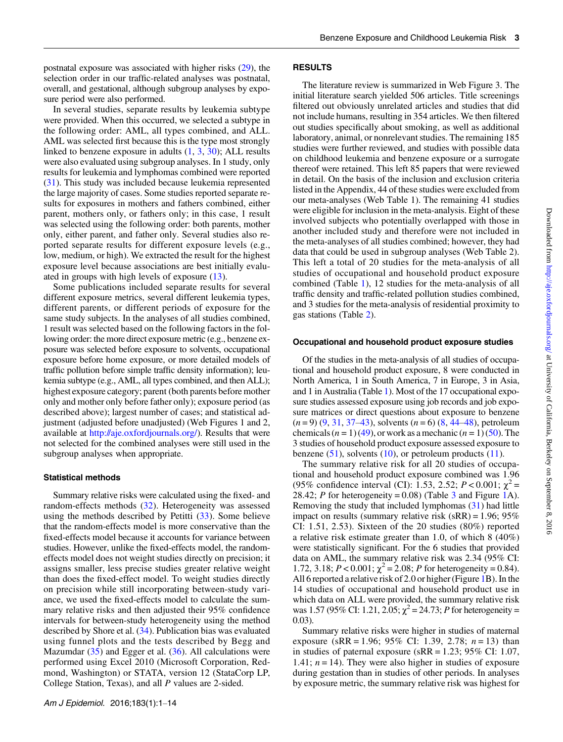postnatal exposure was associated with higher risks (29), the selection order in our traffic-related analyses was postnatal, overall, and gestational, although subgroup analyses by exposure period were also performed.

In several studies, separate results by leukemia subtype were provided. When this occurred, we selected a subtype in the following order: AML, all types combined, and ALL. AML was selected first because this is the type most strongly linked to benzene exposure in adults (1, 3, 30); ALL results were also evaluated using subgroup analyses. In 1 study, only results for leukemia and lymphomas combined were reported (31). This study was included because leukemia represented the large majority of cases. Some studies reported separate results for exposures in mothers and fathers combined, either parent, mothers only, or fathers only; in this case, 1 result was selected using the following order: both parents, mother only, either parent, and father only. Several studies also reported separate results for different exposure levels (e.g., low, medium, or high). We extracted the result for the highest exposure level because associations are best initially evaluated in groups with high levels of exposure (13).

Some publications included separate results for several different exposure metrics, several different leukemia types, different parents, or different periods of exposure for the same study subjects. In the analyses of all studies combined, 1 result was selected based on the following factors in the following order: the more direct exposure metric (e.g., benzene exposure was selected before exposure to solvents, occupational exposure before home exposure, or more detailed models of traffic pollution before simple traffic density information); leukemia subtype (e.g., AML, all types combined, and then ALL); highest exposure category; parent (both parents before mother only and mother only before father only); exposure period (as described above); largest number of cases; and statistical adjustment (adjusted before unadjusted) (Web Figures 1 and 2, available at http://aje.oxfordjournals.org/). Results that were not selected for the combined analyses were still used in the subgroup analyses when appropriate.

### Statistical methods

Summary relative risks were calculated using the fixed- and random-effects methods (32). Heterogeneity was assessed using the methods described by Petitti (33). Some believe that the random-effects model is more conservative than the fixed-effects model because it accounts for variance between studies. However, unlike the fixed-effects model, the random-effects model does not weight studies directly on precision; it assigns smaller, less precise studies greater relative weight than does the fixed-effect model. To weight studies directly on precision while still incorporating between-study variance, we used the fixed-effects model to calculate the summary relative risks and then adjusted their 95% confidence intervals for between-study heterogeneity using the method described by Shore et al. (34). Publication bias was evaluated using funnel plots and the tests described by Begg and Mazumdar (35) and Egger et al. (36). All calculations were performed using Excel 2010 (Microsoft Corporation, Redmond, Washington) or STATA, version 12 (StataCorp LP, College Station, Texas), and all $P$ values are 2-sided.

## RESULTS

The literature review is summarized in Web Figure 3. The initial literature search yielded 506 articles. Title screenings filtered out obviously unrelated articles and studies that did not include humans, resulting in 354 articles. We then filtered out studies specifically about smoking, as well as additional laboratory, animal, or nonrelevant studies. The remaining 185 studies were further reviewed, and studies with possible data on childhood leukemia and benzene exposure or a surrogate thereof were retained. This left 85 papers that were reviewed in detail. On the basis of the inclusion and exclusion criteria listed in the Appendix, 44 of these studies were excluded from our meta-analyses (Web Table 1). The remaining 41 studies were eligible for inclusion in the meta-analysis. Eight of these involved subjects who potentially overlapped with those in another included study and therefore were not included in the meta-analyses of all studies combined; however, they had data that could be used in subgroup analyses (Web Table 2). This left a total of 20 studies for the meta-analysis of all studies of occupational and household product exposure combined (Table 1), 12 studies for the meta-analysis of all traffic density and traffic-related pollution studies combined, and 3 studies for the meta-analysis of residential proximity to gas stations (Table 2).

### Occupational and household product exposure studies

Of the studies in the meta-analysis of all studies of occupational and household product exposure, 8 were conducted in North America, 1 in South America, 7 in Europe, 3 in Asia, and 1 in Australia (Table 1). Most of the 17 occupational exposure studies assessed exposure using job records and job exposure matrices or direct questions about exposure to benzene ($n = 9$) (9, 31, 37–43), solvents ($n = 6$) (8, 44–48), petroleum chemicals ($n = 1$) (49), or work as a mechanic ($n = 1$) (50). The 3 studies of household product exposure assessed exposure to benzene (51), solvents (10), or petroleum products (11).

The summary relative risk for all 20 studies of occupational and household product exposure combined was 1.96 (95% confidence interval (CI): 1.53, 2.52; $P < 0.001$; $\chi^2 = 28.42$; $P$ for heterogeneity = 0.08) (Table 3 and Figure 1A). Removing the study that included lymphomas (31) had little impact on results (summary relative risk (sRR) = 1.96; 95% CI: 1.51, 2.53). Sixteen of the 20 studies (80%) reported a relative risk estimate greater than 1.0, of which 8 (40%) were statistically significant. For the 6 studies that provided data on AML, the summary relative risk was 2.34 (95% CI: 1.72, 3.18; $P < 0.001$; $\chi^2 = 2.08$; $P$ for heterogeneity = 0.84). All 6 reported a relative risk of 2.0 or higher (Figure 1B). In the 14 studies of occupational and household product use in which data on ALL were provided, the summary relative risk was 1.57 (95% CI: 1.21, 2.05; $\chi^2 = 24.73$; $P$ for heterogeneity = 0.03).

Summary relative risks were higher in studies of maternal exposure (sRR = 1.96; 95% CI: 1.39, 2.78; $n = 13$) than in studies of paternal exposure (sRR = 1.23; 95% CI: 1.07, 1.41; $n = 14$). They were also higher in studies of exposure during gestation than in studies of other periods. In analyses by exposure metric, the summary relative risk was highest for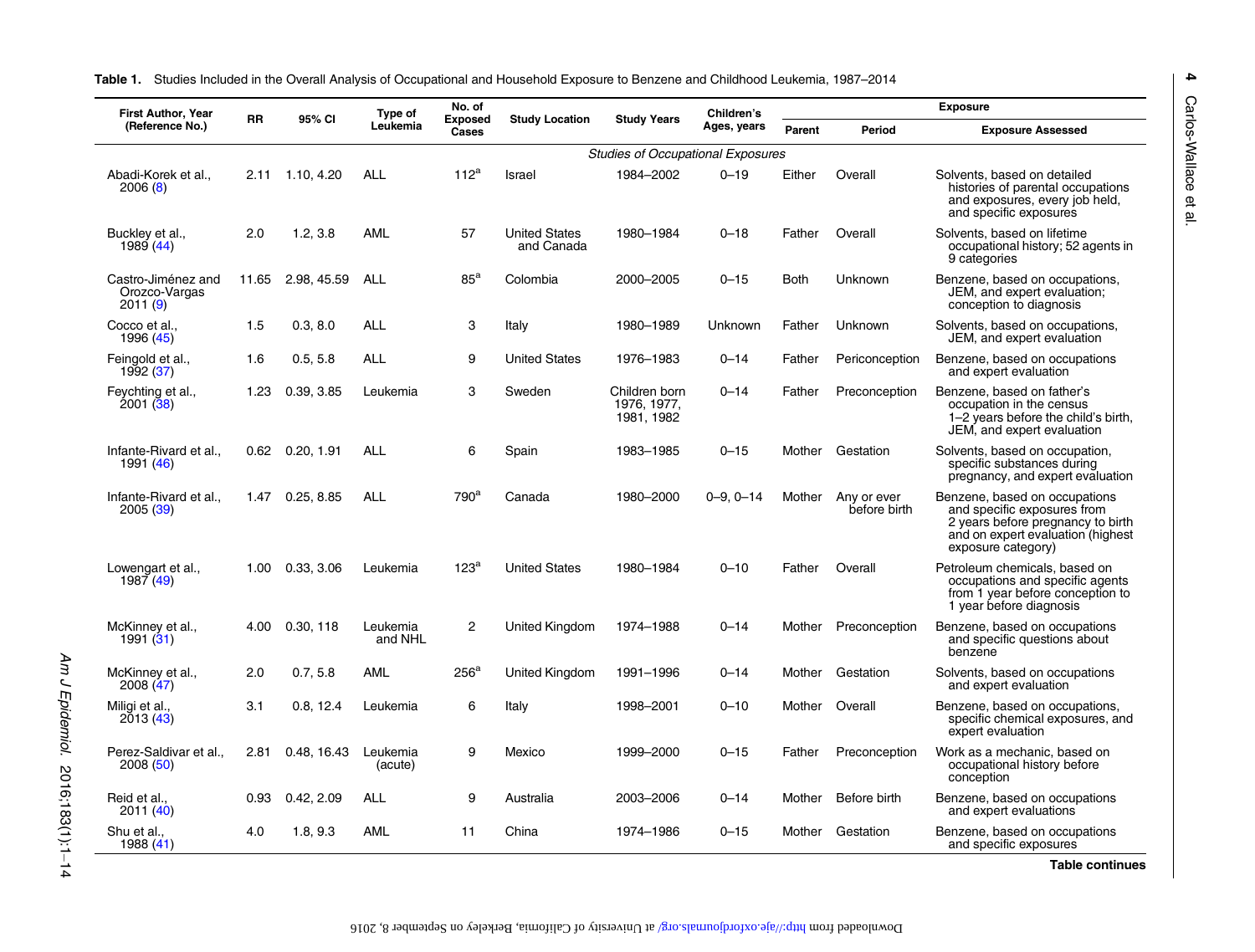**Table 1.** Studies Included in the Overall Analysis of Occupational and Household Exposure to Benzene and Childhood Leukemia, 1987–2014

| First Author, Year (Reference No.) | RR | 95% CI | Type of Leukemia | No. of Exposed Cases | Study Location | Study Years | Children's Ages, years | Exposure | | |
|---|---|---|---|---|---|---|---|---|---|---|
| | | | | | | | | Parent | Period | Exposure Assessed |
| *Studies of Occupational Exposures* | | | | | | | | | | |
| Abadi-Korek et al., 2006 (8) | 2.11 | 1.10, 4.20 | ALL | 112[a] | Israel | 1984–2002 | 0–19 | Either | Overall | Solvents, based on detailed histories of parental occupations and exposures, every job held, and specific exposures |
| Buckley et al., 1989 (44) | 2.0 | 1.2, 3.8 | AML | 57 | United States and Canada | 1980–1984 | 0–18 | Father | Overall | Solvents, based on lifetime occupational history; 52 agents in 9 categories |
| Castro-Jiménez and Orozco-Vargas 2011 (9) | 11.65 | 2.98, 45.59 | ALL | 85[a] | Colombia | 2000–2005 | 0–15 | Both | Unknown | Benzene, based on occupations, JEM, and expert evaluation; conception to diagnosis |
| Cocco et al., 1996 (45) | 1.5 | 0.3, 8.0 | ALL | 3 | Italy | 1980–1989 | Unknown | Father | Unknown | Solvents, based on occupations, JEM, and expert evaluation |
| Feingold et al., 1992 (37) | 1.6 | 0.5, 5.8 | ALL | 9 | United States | 1976–1983 | 0–14 | Father | Periconception | Benzene, based on occupations and expert evaluation |
| Feychting et al., 2001 (38) | 1.23 | 0.39, 3.85 | Leukemia | 3 | Sweden | Children born 1976, 1977, 1981, 1982 | 0–14 | Father | Preconception | Benzene, based on father's occupation in the census 1–2 years before the child's birth, JEM, and expert evaluation |
| Infante-Rivard et al., 1991 (46) | 0.62 | 0.20, 1.91 | ALL | 6 | Spain | 1983–1985 | 0–15 | Mother | Gestation | Solvents, based on occupation, specific substances during pregnancy, and expert evaluation |
| Infante-Rivard et al., 2005 (39) | 1.47 | 0.25, 8.85 | ALL | 790[a] | Canada | 1980–2000 | 0–9, 0–14 | Mother | Any or ever before birth | Benzene, based on occupations and specific exposures from 2 years before pregnancy to birth and on expert evaluation (highest exposure category) |
| Lowengart et al., 1987 (49) | 1.00 | 0.33, 3.06 | Leukemia | 123[a] | United States | 1980–1984 | 0–10 | Father | Overall | Petroleum chemicals, based on occupations and specific agents from 1 year before conception to 1 year before diagnosis |
| McKinney et al., 1991 (31) | 4.00 | 0.30, 118 | Leukemia and NHL | 2 | United Kingdom | 1974–1988 | 0–14 | Mother | Preconception | Benzene, based on occupations and specific questions about benzene |
| McKinney et al., 2008 (47) | 2.0 | 0.7, 5.8 | AML | 256[a] | United Kingdom | 1991–1996 | 0–14 | Mother | Gestation | Solvents, based on occupations and expert evaluation |
| Miligi et al., 2013 (43) | 3.1 | 0.8, 12.4 | Leukemia | 6 | Italy | 1998–2001 | 0–10 | Mother | Overall | Benzene, based on occupations, specific chemical exposures, and expert evaluation |
| Perez-Saldivar et al., 2008 (50) | 2.81 | 0.48, 16.43 | Leukemia (acute) | 9 | Mexico | 1999–2000 | 0–15 | Father | Preconception | Work as a mechanic, based on occupational history before conception |
| Reid et al., 2011 (40) | 0.93 | 0.42, 2.09 | ALL | 9 | Australia | 2003–2006 | 0–14 | Mother | Before birth | Benzene, based on occupations and expert evaluations |
| Shu et al., 1988 (41) | 4.0 | 1.8, 9.3 | AML | 11 | China | 1974–1986 | 0–15 | Mother | Gestation | Benzene, based on occupations and specific exposures |

**Table continues**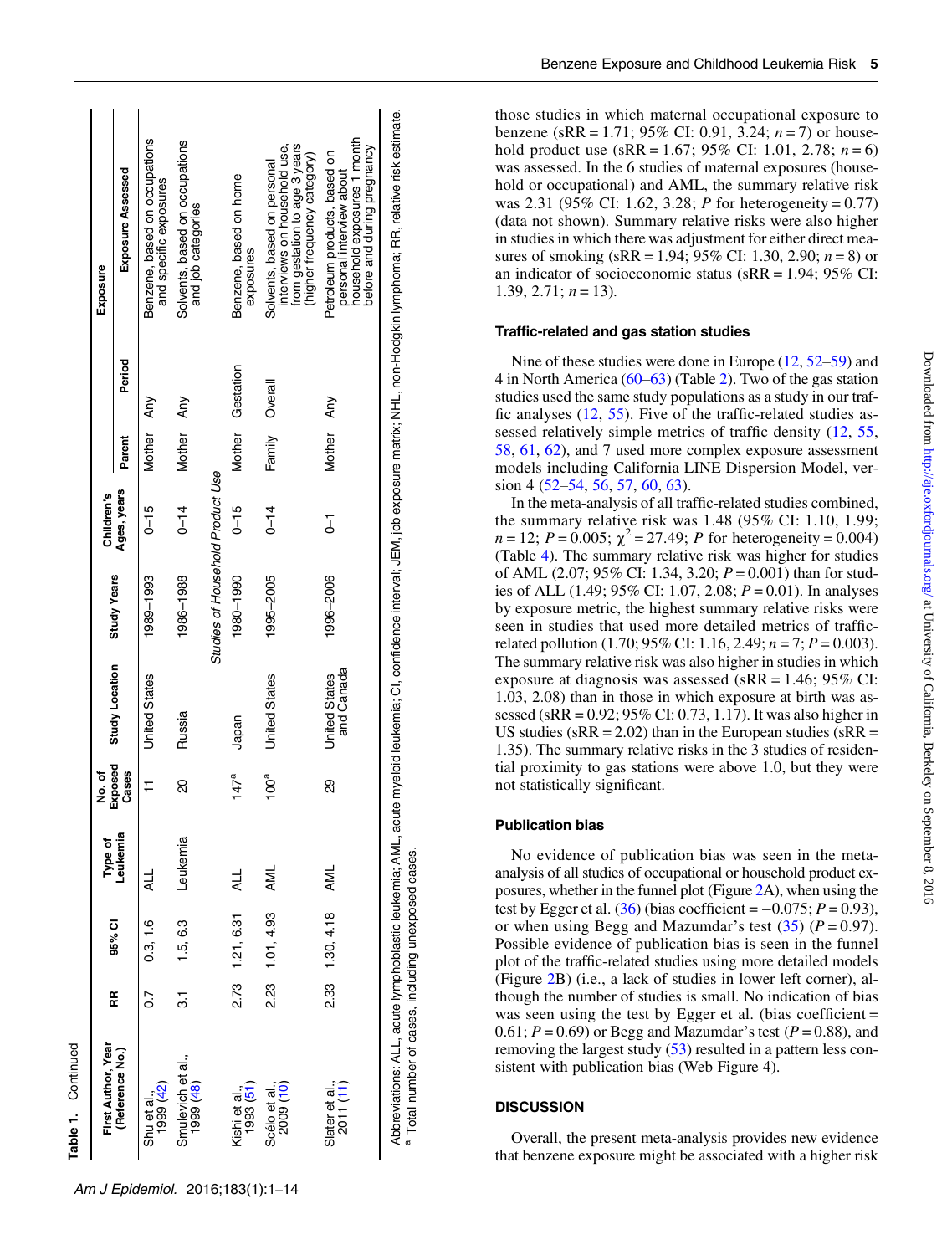**Table 1.** Continued

| First Author, Year (Reference No.) | RR | 95% CI | Type of Leukemia | No. of Exposed Cases | Study Location | Study Years | Children's Ages, years | Exposure | | |
|---|---|---|---|---|---|---|---|---|---|---|
| | | | | | | | | Parent | Period | Exposure Assessed |
| Shu et al., 1999 (42) | 0.7 | 0.3, 1.6 | ALL | 11 | United States | 1989–1993 | 0–15 | Mother | Any | Benzene, based on occupations and specific exposures |
| Smulevich et al., 1999 (48) | 3.1 | 1.5, 6.3 | Leukemia | 20 | Russia | 1986–1988 | 0–14 | Mother | Any | Solvents, based on occupations and job categories |
| *Studies of Household Product Use* | | | | | | | | | | |
| Kishi et al., 1993 (51) | 2.73 | 1.21, 6.31 | ALL | 147[a] | Japan | 1980–1990 | 0–15 | Mother | Gestation | Benzene, based on home exposures |
| Scélo et al., 2009 (10) | 2.23 | 1.01, 4.93 | AML | 100[a] | United States | 1995–2005 | 0–14 | Family | Overall | Solvents, based on personal interviews on household use, from gestation to age 3 years (higher frequency category) |
| Slater et al., 2011 (11) | 2.33 | 1.30, 4.18 | AML | 29 | United States and Canada | 1996–2006 | 0–1 | Mother | Any | Petroleum products, based on personal interview about household exposures 1 month before and during pregnancy |

Abbreviations: ALL, acute lymphoblastic leukemia; AML, acute myeloid leukemia; CI, confidence interval; JEM, job exposure matrix; NHL, non-Hodgkin lymphoma; RR, relative risk estimate.
[a] Total number of cases, including unexposed cases.

those studies in which maternal occupational exposure to benzene (sRR = 1.71; 95% CI: 0.91, 3.24; $n = 7$) or household product use (sRR = 1.67; 95% CI: 1.01, 2.78; $n = 6$) was assessed. In the 6 studies of maternal exposures (household or occupational) and AML, the summary relative risk was 2.31 (95% CI: 1.62, 3.28; $P$ for heterogeneity = 0.77) (data not shown). Summary relative risks were also higher in studies in which there was adjustment for either direct measures of smoking (sRR = 1.94; 95% CI: 1.30, 2.90; $n = 8$) or an indicator of socioeconomic status (sRR = 1.94; 95% CI: 1.39, 2.71; $n = 13$).

### Traffic-related and gas station studies

Nine of these studies were done in Europe (12, 52–59) and 4 in North America (60–63) (Table 2). Two of the gas station studies used the same study populations as a study in our traffic analyses (12, 55). Five of the traffic-related studies assessed relatively simple metrics of traffic density (12, 55, 58, 61, 62), and 7 used more complex exposure assessment models including California LINE Dispersion Model, version 4 (52–54, 56, 57, 60, 63).

In the meta-analysis of all traffic-related studies combined, the summary relative risk was 1.48 (95% CI: 1.10, 1.99; $n = 12$; $P = 0.005$; $\chi^2 = 27.49$; $P$ for heterogeneity = 0.004) (Table 4). The summary relative risk was higher for studies of AML (2.07; 95% CI: 1.34, 3.20; $P = 0.001$) than for studies of ALL (1.49; 95% CI: 1.07, 2.08; $P = 0.01$). In analyses by exposure metric, the highest summary relative risks were seen in studies that used more detailed metrics of traffic-related pollution (1.70; 95% CI: 1.16, 2.49; $n = 7$; $P = 0.003$). The summary relative risk was also higher in studies in which exposure at diagnosis was assessed (sRR = 1.46; 95% CI: 1.03, 2.08) than in those in which exposure at birth was assessed (sRR = 0.92; 95% CI: 0.73, 1.17). It was also higher in US studies (sRR = 2.02) than in the European studies (sRR = 1.35). The summary relative risks in the 3 studies of residential proximity to gas stations were above 1.0, but they were not statistically significant.

### Publication bias

No evidence of publication bias was seen in the meta-analysis of all studies of occupational or household product exposures, whether in the funnel plot (Figure 2A), when using the test by Egger et al. (36) (bias coefficient = −0.075; $P = 0.93$), or when using Begg and Mazumdar's test (35) ($P = 0.97$). Possible evidence of publication bias is seen in the funnel plot of the traffic-related studies using more detailed models (Figure 2B) (i.e., a lack of studies in lower left corner), although the number of studies is small. No indication of bias was seen using the test by Egger et al. (bias coefficient = 0.61; $P = 0.69$) or Begg and Mazumdar's test ($P = 0.88$), and removing the largest study (53) resulted in a pattern less consistent with publication bias (Web Figure 4).

## DISCUSSION

Overall, the present meta-analysis provides new evidence that benzene exposure might be associated with a higher risk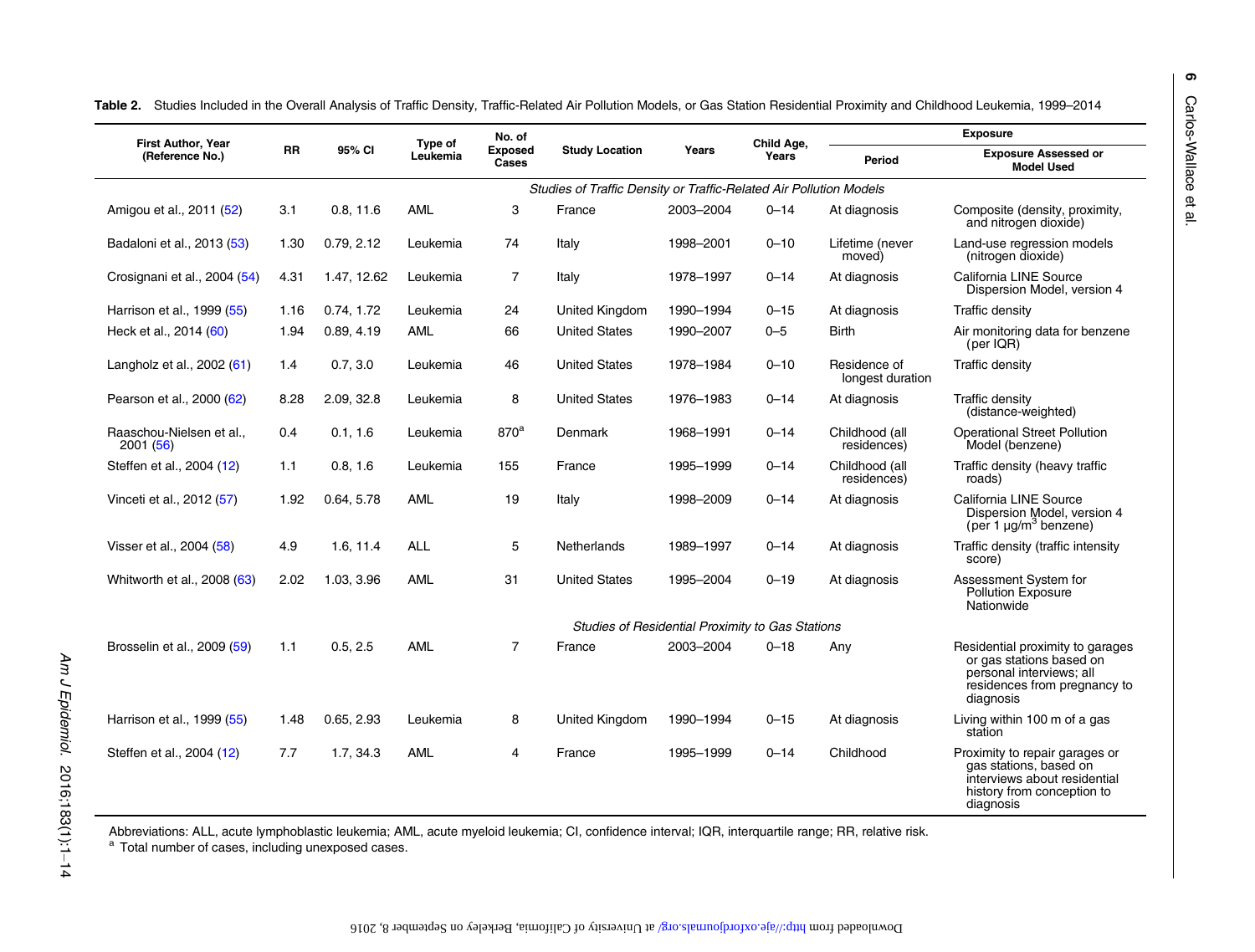**Table 2.** Studies Included in the Overall Analysis of Traffic Density, Traffic-Related Air Pollution Models, or Gas Station Residential Proximity and Childhood Leukemia, 1999–2014

| First Author, Year (Reference No.) | RR | 95% CI | Type of Leukemia | No. of Exposed Cases | Study Location | Years | Child Age, Years | Exposure | |
|---|---|---|---|---|---|---|---|---|---|
| | | | | | | | | Period | Exposure Assessed or Model Used |
| *Studies of Traffic Density or Traffic-Related Air Pollution Models* | | | | | | | | | |
| Amigou et al., 2011 (52) | 3.1 | 0.8, 11.6 | AML | 3 | France | 2003–2004 | 0–14 | At diagnosis | Composite (density, proximity, and nitrogen dioxide) |
| Badaloni et al., 2013 (53) | 1.30 | 0.79, 2.12 | Leukemia | 74 | Italy | 1998–2001 | 0–10 | Lifetime (never moved) | Land-use regression models (nitrogen dioxide) |
| Crosignani et al., 2004 (54) | 4.31 | 1.47, 12.62 | Leukemia | 7 | Italy | 1978–1997 | 0–14 | At diagnosis | California LINE Source Dispersion Model, version 4 |
| Harrison et al., 1999 (55) | 1.16 | 0.74, 1.72 | Leukemia | 24 | United Kingdom | 1990–1994 | 0–15 | At diagnosis | Traffic density |
| Heck et al., 2014 (60) | 1.94 | 0.89, 4.19 | AML | 66 | United States | 1990–2007 | 0–5 | Birth | Air monitoring data for benzene (per IQR) |
| Langholz et al., 2002 (61) | 1.4 | 0.7, 3.0 | Leukemia | 46 | United States | 1978–1984 | 0–10 | Residence of longest duration | Traffic density |
| Pearson et al., 2000 (62) | 8.28 | 2.09, 32.8 | Leukemia | 8 | United States | 1976–1983 | 0–14 | At diagnosis | Traffic density (distance-weighted) |
| Raaschou-Nielsen et al., 2001 (56) | 0.4 | 0.1, 1.6 | Leukemia | 870[a] | Denmark | 1968–1991 | 0–14 | Childhood (all residences) | Operational Street Pollution Model (benzene) |
| Steffen et al., 2004 (12) | 1.1 | 0.8, 1.6 | Leukemia | 155 | France | 1995–1999 | 0–14 | Childhood (all residences) | Traffic density (heavy traffic roads) |
| Vinceti et al., 2012 (57) | 1.92 | 0.64, 5.78 | AML | 19 | Italy | 1998–2009 | 0–14 | At diagnosis | California LINE Source Dispersion Model, version 4 (per 1 μg/m$^3$ benzene) |
| Visser et al., 2004 (58) | 4.9 | 1.6, 11.4 | ALL | 5 | Netherlands | 1989–1997 | 0–14 | At diagnosis | Traffic density (traffic intensity score) |
| Whitworth et al., 2008 (63) | 2.02 | 1.03, 3.96 | AML | 31 | United States | 1995–2004 | 0–19 | At diagnosis | Assessment System for Pollution Exposure Nationwide |
| *Studies of Residential Proximity to Gas Stations* | | | | | | | | | |
| Brosselin et al., 2009 (59) | 1.1 | 0.5, 2.5 | AML | 7 | France | 2003–2004 | 0–18 | Any | Residential proximity to garages or gas stations based on personal interviews; all residences from pregnancy to diagnosis |
| Harrison et al., 1999 (55) | 1.48 | 0.65, 2.93 | Leukemia | 8 | United Kingdom | 1990–1994 | 0–15 | At diagnosis | Living within 100 m of a gas station |
| Steffen et al., 2004 (12) | 7.7 | 1.7, 34.3 | AML | 4 | France | 1995–1999 | 0–14 | Childhood | Proximity to repair garages or gas stations, based on interviews about residential history from conception to diagnosis |

Abbreviations: ALL, acute lymphoblastic leukemia; AML, acute myeloid leukemia; CI, confidence interval; IQR, interquartile range; RR, relative risk.
[a] Total number of cases, including unexposed cases.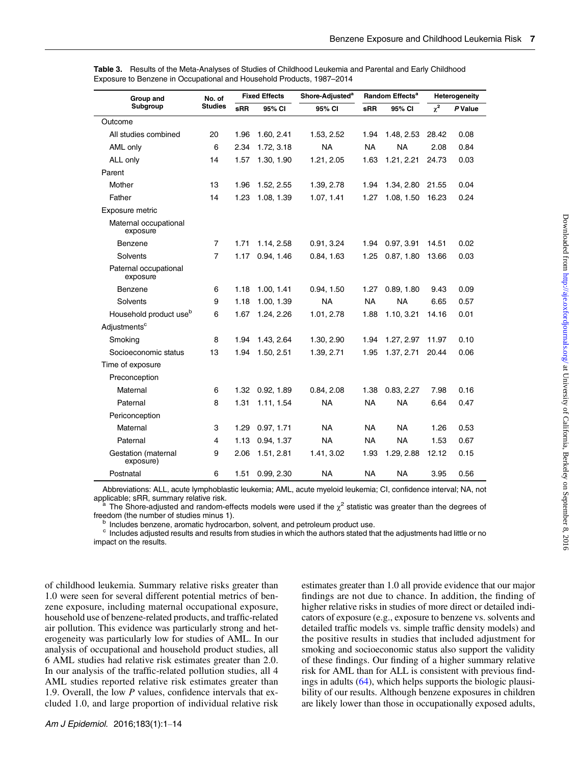**Table 3.** Results of the Meta-Analyses of Studies of Childhood Leukemia and Parental and Early Childhood Exposure to Benzene in Occupational and Household Products, 1987–2014

| Group and Subgroup | No. of Studies | Fixed Effects | | Shore-Adjusted[a] | Random Effects[a] | | Heterogeneity | |
|---|---|---|---|---|---|---|---|---|
| | | sRR | 95% CI | 95% CI | sRR | 95% CI | $\chi^2$ | P Value |
| Outcome | | | | | | | | |
| All studies combined | 20 | 1.96 | 1.60, 2.41 | 1.53, 2.52 | 1.94 | 1.48, 2.53 | 28.42 | 0.08 |
| AML only | 6 | 2.34 | 1.72, 3.18 | NA | NA | NA | 2.08 | 0.84 |
| ALL only | 14 | 1.57 | 1.30, 1.90 | 1.21, 2.05 | 1.63 | 1.21, 2.21 | 24.73 | 0.03 |
| Parent | | | | | | | | |
| Mother | 13 | 1.96 | 1.52, 2.55 | 1.39, 2.78 | 1.94 | 1.34, 2.80 | 21.55 | 0.04 |
| Father | 14 | 1.23 | 1.08, 1.39 | 1.07, 1.41 | 1.27 | 1.08, 1.50 | 16.23 | 0.24 |
| Exposure metric | | | | | | | | |
| Maternal occupational exposure | | | | | | | | |
| Benzene | 7 | 1.71 | 1.14, 2.58 | 0.91, 3.24 | 1.94 | 0.97, 3.91 | 14.51 | 0.02 |
| Solvents | 7 | 1.17 | 0.94, 1.46 | 0.84, 1.63 | 1.25 | 0.87, 1.80 | 13.66 | 0.03 |
| Paternal occupational exposure | | | | | | | | |
| Benzene | 6 | 1.18 | 1.00, 1.41 | 0.94, 1.50 | 1.27 | 0.89, 1.80 | 9.43 | 0.09 |
| Solvents | 9 | 1.18 | 1.00, 1.39 | NA | NA | NA | 6.65 | 0.57 |
| Household product use[b] | 6 | 1.67 | 1.24, 2.26 | 1.01, 2.78 | 1.88 | 1.10, 3.21 | 14.16 | 0.01 |
| Adjustments[c] | | | | | | | | |
| Smoking | 8 | 1.94 | 1.43, 2.64 | 1.30, 2.90 | 1.94 | 1.27, 2.97 | 11.97 | 0.10 |
| Socioeconomic status | 13 | 1.94 | 1.50, 2.51 | 1.39, 2.71 | 1.95 | 1.37, 2.71 | 20.44 | 0.06 |
| Time of exposure | | | | | | | | |
| Preconception | | | | | | | | |
| Maternal | 6 | 1.32 | 0.92, 1.89 | 0.84, 2.08 | 1.38 | 0.83, 2.27 | 7.98 | 0.16 |
| Paternal | 8 | 1.31 | 1.11, 1.54 | NA | NA | NA | 6.64 | 0.47 |
| Periconception | | | | | | | | |
| Maternal | 3 | 1.29 | 0.97, 1.71 | NA | NA | NA | 1.26 | 0.53 |
| Paternal | 4 | 1.13 | 0.94, 1.37 | NA | NA | NA | 1.53 | 0.67 |
| Gestation (maternal exposure) | 9 | 2.06 | 1.51, 2.81 | 1.41, 3.02 | 1.93 | 1.29, 2.88 | 12.12 | 0.15 |
| Postnatal | 6 | 1.51 | 0.99, 2.30 | NA | NA | NA | 3.95 | 0.56 |

Abbreviations: ALL, acute lymphoblastic leukemia; AML, acute myeloid leukemia; CI, confidence interval; NA, not applicable; sRR, summary relative risk.

[a] The Shore-adjusted and random-effects models were used if the $\chi^2$ statistic was greater than the degrees of freedom (the number of studies minus 1).

[b] Includes benzene, aromatic hydrocarbon, solvent, and petroleum product use.

[c] Includes adjusted results and results from studies in which the authors stated that the adjustments had little or no impact on the results.

of childhood leukemia. Summary relative risks greater than 1.0 were seen for several different potential metrics of benzene exposure, including maternal occupational exposure, household use of benzene-related products, and traffic-related air pollution. This evidence was particularly strong and heterogeneity was particularly low for studies of AML. In our analysis of occupational and household product studies, all 6 AML studies had relative risk estimates greater than 2.0. In our analysis of the traffic-related pollution studies, all 4 AML studies reported relative risk estimates greater than 1.9. Overall, the low *P* values, confidence intervals that excluded 1.0, and large proportion of individual relative risk estimates greater than 1.0 all provide evidence that our major findings are not due to chance. In addition, the finding of higher relative risks in studies of more direct or detailed indicators of exposure (e.g., exposure to benzene vs. solvents and detailed traffic models vs. simple traffic density models) and the positive results in studies that included adjustment for smoking and socioeconomic status also support the validity of these findings. Our finding of a higher summary relative risk for AML than for ALL is consistent with previous findings in adults (64), which helps supports the biologic plausibility of our results. Although benzene exposures in children are likely lower than those in occupationally exposed adults,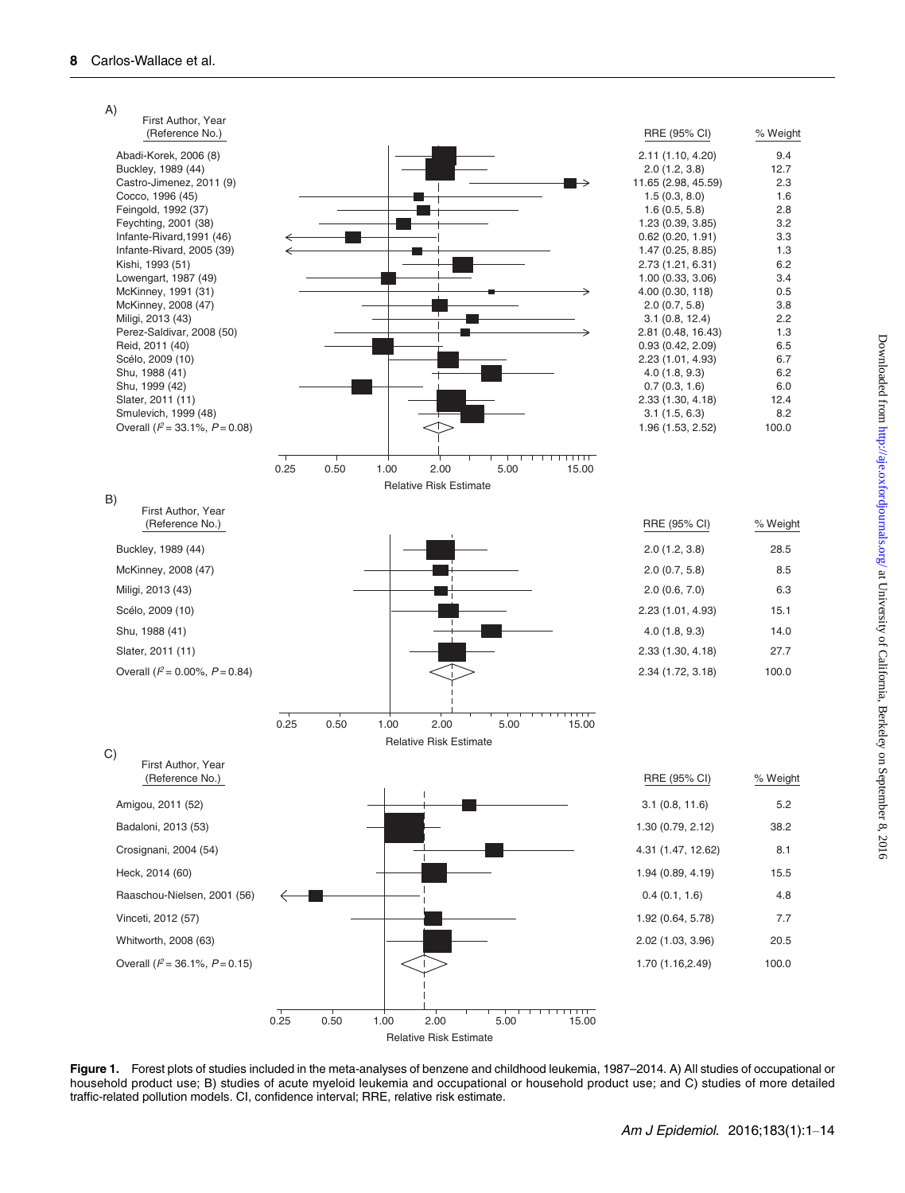A)

| First Author, Year (Reference No.) | RRE (95% CI) | % Weight |
|---|---|---|
| Abadi-Korek, 2006 (8) | 2.11 (1.10, 4.20) | 9.4 |
| Buckley, 1989 (44) | 2.0 (1.2, 3.8) | 12.7 |
| Castro-Jimenez, 2011 (9) | 11.65 (2.98, 45.59) | 2.3 |
| Cocco, 1996 (45) | 1.5 (0.3, 8.0) | 1.6 |
| Feingold, 1992 (37) | 1.6 (0.5, 5.8) | 2.8 |
| Feychting, 2001 (38) | 1.23 (0.39, 3.85) | 3.2 |
| Infante-Rivard,1991 (46) | 0.62 (0.20, 1.91) | 3.3 |
| Infante-Rivard, 2005 (39) | 1.47 (0.25, 8.85) | 1.3 |
| Kishi, 1993 (51) | 2.73 (1.21, 6.31) | 6.2 |
| Lowengart, 1987 (49) | 1.00 (0.33, 3.06) | 3.4 |
| McKinney, 1991 (31) | 4.00 (0.30, 118) | 0.5 |
| McKinney, 2008 (47) | 2.0 (0.7, 5.8) | 3.8 |
| Miligi, 2013 (43) | 3.1 (0.8, 12.4) | 2.2 |
| Perez-Saldivar, 2008 (50) | 2.81 (0.48, 16.43) | 1.3 |
| Reid, 2011 (40) | 0.93 (0.42, 2.09) | 6.5 |
| Scélo, 2009 (10) | 2.23 (1.01, 4.93) | 6.7 |
| Shu, 1988 (41) | 4.0 (1.8, 9.3) | 6.2 |
| Shu, 1999 (42) | 0.7 (0.3, 1.6) | 6.0 |
| Slater, 2011 (11) | 2.33 (1.30, 4.18) | 12.4 |
| Smulevich, 1999 (48) | 3.1 (1.5, 6.3) | 8.2 |
| Overall ($I^2$ = 33.1%, $P$ = 0.08) | 1.96 (1.53, 2.52) | 100.0 |

B)

| First Author, Year (Reference No.) | RRE (95% CI) | % Weight |
|---|---|---|
| Buckley, 1989 (44) | 2.0 (1.2, 3.8) | 28.5 |
| McKinney, 2008 (47) | 2.0 (0.7, 5.8) | 8.5 |
| Miligi, 2013 (43) | 2.0 (0.6, 7.0) | 6.3 |
| Scélo, 2009 (10) | 2.23 (1.01, 4.93) | 15.1 |
| Shu, 1988 (41) | 4.0 (1.8, 9.3) | 14.0 |
| Slater, 2011 (11) | 2.33 (1.30, 4.18) | 27.7 |
| Overall ($I^2$ = 0.00%, $P$ = 0.84) | 2.34 (1.72, 3.18) | 100.0 |

C)

| First Author, Year (Reference No.) | RRE (95% CI) | % Weight |
|---|---|---|
| Amigou, 2011 (52) | 3.1 (0.8, 11.6) | 5.2 |
| Badaloni, 2013 (53) | 1.30 (0.79, 2.12) | 38.2 |
| Crosignani, 2004 (54) | 4.31 (1.47, 12.62) | 8.1 |
| Heck, 2014 (60) | 1.94 (0.89, 4.19) | 15.5 |
| Raaschou-Nielsen, 2001 (56) | 0.4 (0.1, 1.6) | 4.8 |
| Vinceti, 2012 (57) | 1.92 (0.64, 5.78) | 7.7 |
| Whitworth, 2008 (63) | 2.02 (1.03, 3.96) | 20.5 |
| Overall ($I^2$ = 36.1%, $P$ = 0.15) | 1.70 (1.16,2.49) | 100.0 |

**Figure 1.** Forest plots of studies included in the meta-analyses of benzene and childhood leukemia, 1987–2014. A) All studies of occupational or household product use; B) studies of acute myeloid leukemia and occupational or household product use; and C) studies of more detailed traffic-related pollution models. CI, confidence interval; RRE, relative risk estimate.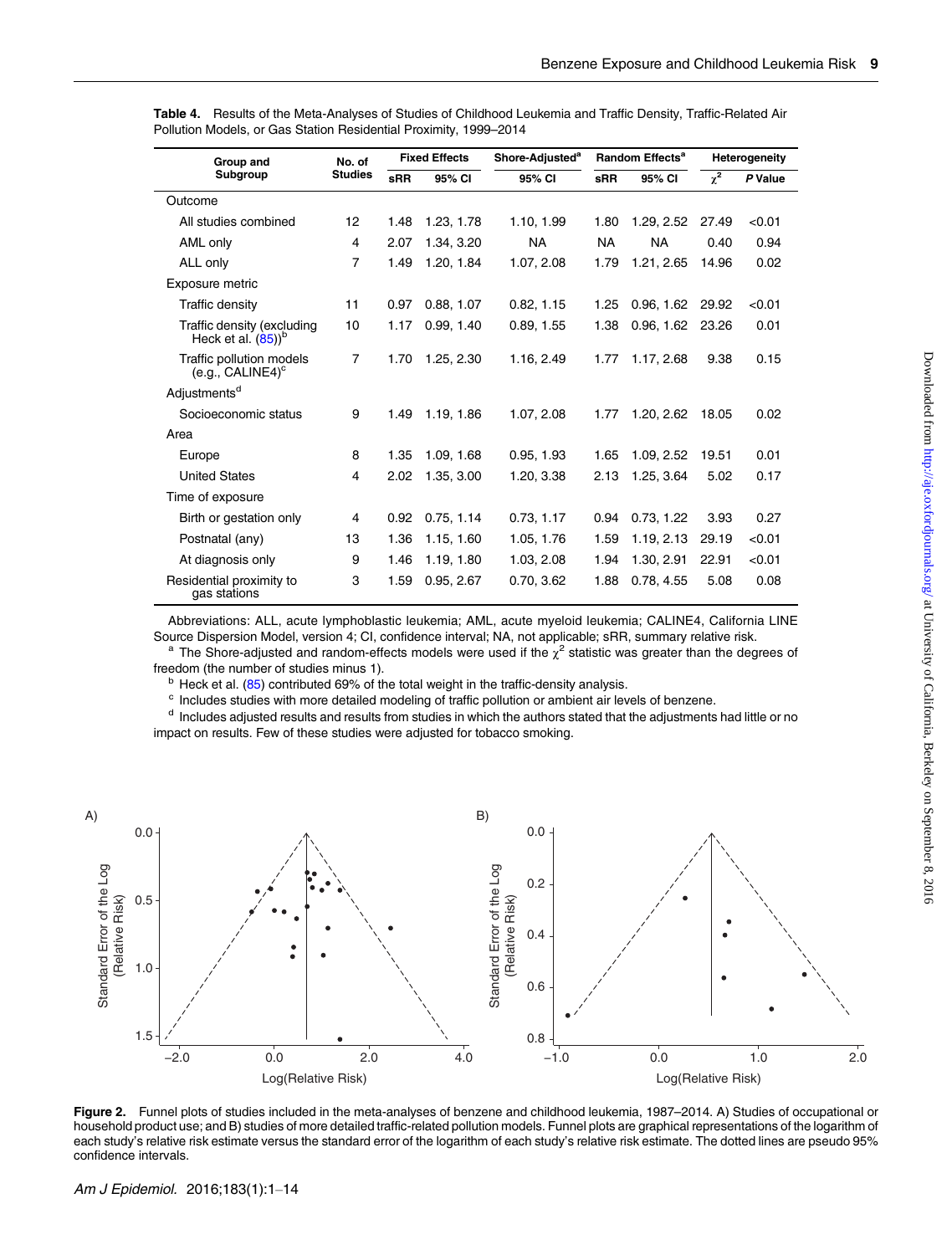**Table 4.** Results of the Meta-Analyses of Studies of Childhood Leukemia and Traffic Density, Traffic-Related Air Pollution Models, or Gas Station Residential Proximity, 1999–2014

| Group and Subgroup | No. of Studies | Fixed Effects | | Shore-Adjusted[a] | Random Effects[a] | | Heterogeneity | |
|---|---|---|---|---|---|---|---|---|
| | | sRR | 95% CI | 95% CI | sRR | 95% CI | $\chi^2$ | P Value |
| Outcome | | | | | | | | |
| All studies combined | 12 | 1.48 | 1.23, 1.78 | 1.10, 1.99 | 1.80 | 1.29, 2.52 | 27.49 | <0.01 |
| AML only | 4 | 2.07 | 1.34, 3.20 | NA | NA | NA | 0.40 | 0.94 |
| ALL only | 7 | 1.49 | 1.20, 1.84 | 1.07, 2.08 | 1.79 | 1.21, 2.65 | 14.96 | 0.02 |
| Exposure metric | | | | | | | | |
| Traffic density | 11 | 0.97 | 0.88, 1.07 | 0.82, 1.15 | 1.25 | 0.96, 1.62 | 29.92 | <0.01 |
| Traffic density (excluding Heck et al. (85))[b] | 10 | 1.17 | 0.99, 1.40 | 0.89, 1.55 | 1.38 | 0.96, 1.62 | 23.26 | 0.01 |
| Traffic pollution models (e.g., CALINE4)[c] | 7 | 1.70 | 1.25, 2.30 | 1.16, 2.49 | 1.77 | 1.17, 2.68 | 9.38 | 0.15 |
| Adjustments[d] | | | | | | | | |
| Socioeconomic status | 9 | 1.49 | 1.19, 1.86 | 1.07, 2.08 | 1.77 | 1.20, 2.62 | 18.05 | 0.02 |
| Area | | | | | | | | |
| Europe | 8 | 1.35 | 1.09, 1.68 | 0.95, 1.93 | 1.65 | 1.09, 2.52 | 19.51 | 0.01 |
| United States | 4 | 2.02 | 1.35, 3.00 | 1.20, 3.38 | 2.13 | 1.25, 3.64 | 5.02 | 0.17 |
| Time of exposure | | | | | | | | |
| Birth or gestation only | 4 | 0.92 | 0.75, 1.14 | 0.73, 1.17 | 0.94 | 0.73, 1.22 | 3.93 | 0.27 |
| Postnatal (any) | 13 | 1.36 | 1.15, 1.60 | 1.05, 1.76 | 1.59 | 1.19, 2.13 | 29.19 | <0.01 |
| At diagnosis only | 9 | 1.46 | 1.19, 1.80 | 1.03, 2.08 | 1.94 | 1.30, 2.91 | 22.91 | <0.01 |
| Residential proximity to gas stations | 3 | 1.59 | 0.95, 2.67 | 0.70, 3.62 | 1.88 | 0.78, 4.55 | 5.08 | 0.08 |

Abbreviations: ALL, acute lymphoblastic leukemia; AML, acute myeloid leukemia; CALINE4, California LINE Source Dispersion Model, version 4; CI, confidence interval; NA, not applicable; sRR, summary relative risk.

[a] The Shore-adjusted and random-effects models were used if the $\chi^2$ statistic was greater than the degrees of freedom (the number of studies minus 1).

[b] Heck et al. (85) contributed 69% of the total weight in the traffic-density analysis.

[c] Includes studies with more detailed modeling of traffic pollution or ambient air levels of benzene.

[d] Includes adjusted results and results from studies in which the authors stated that the adjustments had little or no impact on results. Few of these studies were adjusted for tobacco smoking.

**Figure 2.** Funnel plots of studies included in the meta-analyses of benzene and childhood leukemia, 1987–2014. A) Studies of occupational or household product use; and B) studies of more detailed traffic-related pollution models. Funnel plots are graphical representations of the logarithm of each study's relative risk estimate versus the standard error of the logarithm of each study's relative risk estimate. The dotted lines are pseudo 95% confidence intervals.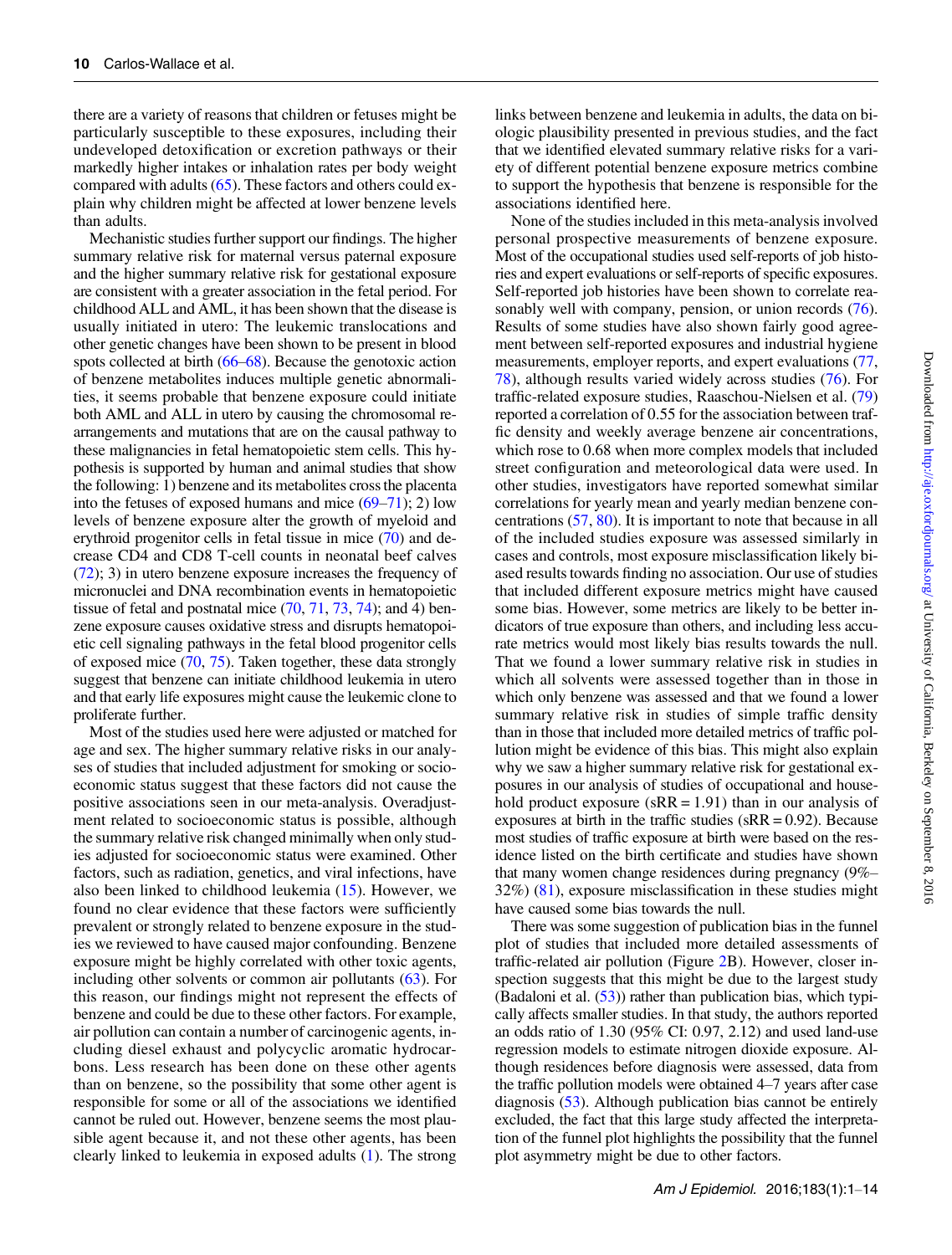there are a variety of reasons that children or fetuses might be particularly susceptible to these exposures, including their undeveloped detoxification or excretion pathways or their markedly higher intakes or inhalation rates per body weight compared with adults (65). These factors and others could explain why children might be affected at lower benzene levels than adults.

Mechanistic studies further support our findings. The higher summary relative risk for maternal versus paternal exposure and the higher summary relative risk for gestational exposure are consistent with a greater association in the fetal period. For childhood ALL and AML, it has been shown that the disease is usually initiated in utero: The leukemic translocations and other genetic changes have been shown to be present in blood spots collected at birth (66–68). Because the genotoxic action of benzene metabolites induces multiple genetic abnormalities, it seems probable that benzene exposure could initiate both AML and ALL in utero by causing the chromosomal rearrangements and mutations that are on the causal pathway to these malignancies in fetal hematopoietic stem cells. This hypothesis is supported by human and animal studies that show the following: 1) benzene and its metabolites cross the placenta into the fetuses of exposed humans and mice (69–71); 2) low levels of benzene exposure alter the growth of myeloid and erythroid progenitor cells in fetal tissue in mice (70) and decrease CD4 and CD8 T-cell counts in neonatal beef calves (72); 3) in utero benzene exposure increases the frequency of micronuclei and DNA recombination events in hematopoietic tissue of fetal and postnatal mice (70, 71, 73, 74); and 4) benzene exposure causes oxidative stress and disrupts hematopoietic cell signaling pathways in the fetal blood progenitor cells of exposed mice (70, 75). Taken together, these data strongly suggest that benzene can initiate childhood leukemia in utero and that early life exposures might cause the leukemic clone to proliferate further.

Most of the studies used here were adjusted or matched for age and sex. The higher summary relative risks in our analyses of studies that included adjustment for smoking or socioeconomic status suggest that these factors did not cause the positive associations seen in our meta-analysis. Overadjustment related to socioeconomic status is possible, although the summary relative risk changed minimally when only studies adjusted for socioeconomic status were examined. Other factors, such as radiation, genetics, and viral infections, have also been linked to childhood leukemia (15). However, we found no clear evidence that these factors were sufficiently prevalent or strongly related to benzene exposure in the studies we reviewed to have caused major confounding. Benzene exposure might be highly correlated with other toxic agents, including other solvents or common air pollutants (63). For this reason, our findings might not represent the effects of benzene and could be due to these other factors. For example, air pollution can contain a number of carcinogenic agents, including diesel exhaust and polycyclic aromatic hydrocarbons. Less research has been done on these other agents than on benzene, so the possibility that some other agent is responsible for some or all of the associations we identified cannot be ruled out. However, benzene seems the most plausible agent because it, and not these other agents, has been clearly linked to leukemia in exposed adults (1). The strong links between benzene and leukemia in adults, the data on biologic plausibility presented in previous studies, and the fact that we identified elevated summary relative risks for a variety of different potential benzene exposure metrics combine to support the hypothesis that benzene is responsible for the associations identified here.

None of the studies included in this meta-analysis involved personal prospective measurements of benzene exposure. Most of the occupational studies used self-reports of job histories and expert evaluations or self-reports of specific exposures. Self-reported job histories have been shown to correlate reasonably well with company, pension, or union records (76). Results of some studies have also shown fairly good agreement between self-reported exposures and industrial hygiene measurements, employer reports, and expert evaluations (77, 78), although results varied widely across studies (76). For traffic-related exposure studies, Raaschou-Nielsen et al. (79) reported a correlation of 0.55 for the association between traffic density and weekly average benzene air concentrations, which rose to 0.68 when more complex models that included street configuration and meteorological data were used. In other studies, investigators have reported somewhat similar correlations for yearly mean and yearly median benzene concentrations (57, 80). It is important to note that because in all of the included studies exposure was assessed similarly in cases and controls, most exposure misclassification likely biased results towards finding no association. Our use of studies that included different exposure metrics might have caused some bias. However, some metrics are likely to be better indicators of true exposure than others, and including less accurate metrics would most likely bias results towards the null. That we found a lower summary relative risk in studies in which all solvents were assessed together than in those in which only benzene was assessed and that we found a lower summary relative risk in studies of simple traffic density than in those that included more detailed metrics of traffic pollution might be evidence of this bias. This might also explain why we saw a higher summary relative risk for gestational exposures in our analysis of studies of occupational and household product exposure (sRR = 1.91) than in our analysis of exposures at birth in the traffic studies (sRR = 0.92). Because most studies of traffic exposure at birth were based on the residence listed on the birth certificate and studies have shown that many women change residences during pregnancy (9%–32%) (81), exposure misclassification in these studies might have caused some bias towards the null.

There was some suggestion of publication bias in the funnel plot of studies that included more detailed assessments of traffic-related air pollution (Figure 2B). However, closer inspection suggests that this might be due to the largest study (Badaloni et al. (53)) rather than publication bias, which typically affects smaller studies. In that study, the authors reported an odds ratio of 1.30 (95% CI: 0.97, 2.12) and used land-use regression models to estimate nitrogen dioxide exposure. Although residences before diagnosis were assessed, data from the traffic pollution models were obtained 4–7 years after case diagnosis (53). Although publication bias cannot be entirely excluded, the fact that this large study affected the interpretation of the funnel plot highlights the possibility that the funnel plot asymmetry might be due to other factors.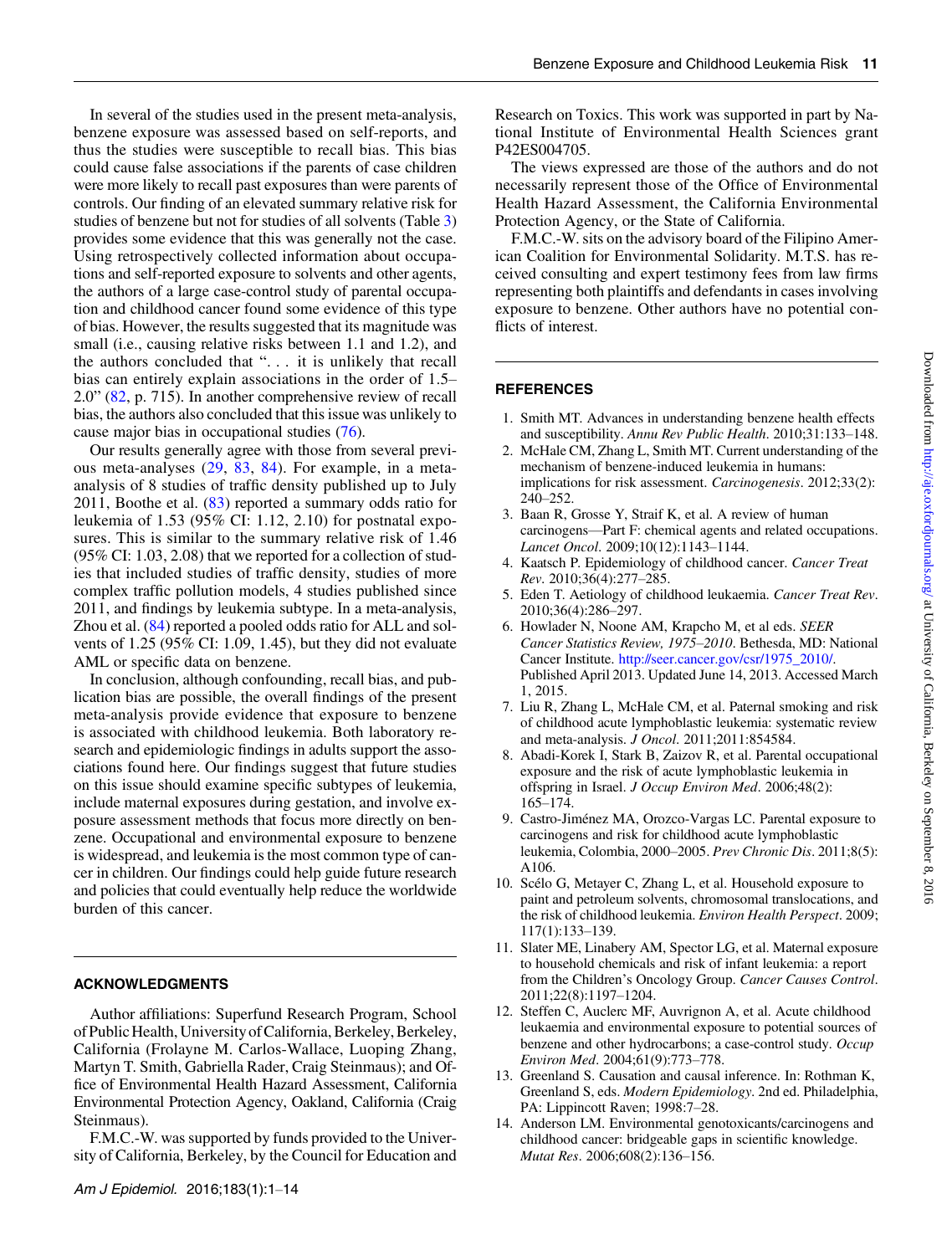In several of the studies used in the present meta-analysis, benzene exposure was assessed based on self-reports, and thus the studies were susceptible to recall bias. This bias could cause false associations if the parents of case children were more likely to recall past exposures than were parents of controls. Our finding of an elevated summary relative risk for studies of benzene but not for studies of all solvents (Table 3) provides some evidence that this was generally not the case. Using retrospectively collected information about occupations and self-reported exposure to solvents and other agents, the authors of a large case-control study of parental occupation and childhood cancer found some evidence of this type of bias. However, the results suggested that its magnitude was small (i.e., causing relative risks between 1.1 and 1.2), and the authors concluded that ". . . it is unlikely that recall bias can entirely explain associations in the order of 1.5–2.0" (82, p. 715). In another comprehensive review of recall bias, the authors also concluded that this issue was unlikely to cause major bias in occupational studies (76).

Our results generally agree with those from several previous meta-analyses (29, 83, 84). For example, in a meta-analysis of 8 studies of traffic density published up to July 2011, Boothe et al. (83) reported a summary odds ratio for leukemia of 1.53 (95% CI: 1.12, 2.10) for postnatal exposures. This is similar to the summary relative risk of 1.46 (95% CI: 1.03, 2.08) that we reported for a collection of studies that included studies of traffic density, studies of more complex traffic pollution models, 4 studies published since 2011, and findings by leukemia subtype. In a meta-analysis, Zhou et al. (84) reported a pooled odds ratio for ALL and solvents of 1.25 (95% CI: 1.09, 1.45), but they did not evaluate AML or specific data on benzene.

In conclusion, although confounding, recall bias, and publication bias are possible, the overall findings of the present meta-analysis provide evidence that exposure to benzene is associated with childhood leukemia. Both laboratory research and epidemiologic findings in adults support the associations found here. Our findings suggest that future studies on this issue should examine specific subtypes of leukemia, include maternal exposures during gestation, and involve exposure assessment methods that focus more directly on benzene. Occupational and environmental exposure to benzene is widespread, and leukemia is the most common type of cancer in children. Our findings could help guide future research and policies that could eventually help reduce the worldwide burden of this cancer.

## ACKNOWLEDGMENTS

Author affiliations: Superfund Research Program, School of Public Health, University of California, Berkeley, Berkeley, California (Frolayne M. Carlos-Wallace, Luoping Zhang, Martyn T. Smith, Gabriella Rader, Craig Steinmaus); and Office of Environmental Health Hazard Assessment, California Environmental Protection Agency, Oakland, California (Craig Steinmaus).

F.M.C.-W. was supported by funds provided to the University of California, Berkeley, by the Council for Education and Research on Toxics. This work was supported in part by National Institute of Environmental Health Sciences grant P42ES004705.

The views expressed are those of the authors and do not necessarily represent those of the Office of Environmental Health Hazard Assessment, the California Environmental Protection Agency, or the State of California.

F.M.C.-W. sits on the advisory board of the Filipino American Coalition for Environmental Solidarity. M.T.S. has received consulting and expert testimony fees from law firms representing both plaintiffs and defendants in cases involving exposure to benzene. Other authors have no potential conflicts of interest.

## REFERENCES

1. Smith MT. Advances in understanding benzene health effects and susceptibility. *Annu Rev Public Health*. 2010;31:133–148.
2. McHale CM, Zhang L, Smith MT. Current understanding of the mechanism of benzene-induced leukemia in humans: implications for risk assessment. *Carcinogenesis*. 2012;33(2): 240–252.
3. Baan R, Grosse Y, Straif K, et al. A review of human carcinogens—Part F: chemical agents and related occupations. *Lancet Oncol*. 2009;10(12):1143–1144.
4. Kaatsch P. Epidemiology of childhood cancer. *Cancer Treat Rev*. 2010;36(4):277–285.
5. Eden T. Aetiology of childhood leukaemia. *Cancer Treat Rev*. 2010;36(4):286–297.
6. Howlader N, Noone AM, Krapcho M, et al eds. *SEER Cancer Statistics Review, 1975–2010*. Bethesda, MD: National Cancer Institute. http://seer.cancer.gov/csr/1975_2010/. Published April 2013. Updated June 14, 2013. Accessed March 1, 2015.
7. Liu R, Zhang L, McHale CM, et al. Paternal smoking and risk of childhood acute lymphoblastic leukemia: systematic review and meta-analysis. *J Oncol*. 2011;2011:854584.
8. Abadi-Korek I, Stark B, Zaizov R, et al. Parental occupational exposure and the risk of acute lymphoblastic leukemia in offspring in Israel. *J Occup Environ Med*. 2006;48(2): 165–174.
9. Castro-Jiménez MA, Orozco-Vargas LC. Parental exposure to carcinogens and risk for childhood acute lymphoblastic leukemia, Colombia, 2000–2005. *Prev Chronic Dis*. 2011;8(5): A106.
10. Scélo G, Metayer C, Zhang L, et al. Household exposure to paint and petroleum solvents, chromosomal translocations, and the risk of childhood leukemia. *Environ Health Perspect*. 2009; 117(1):133–139.
11. Slater ME, Linabery AM, Spector LG, et al. Maternal exposure to household chemicals and risk of infant leukemia: a report from the Children's Oncology Group. *Cancer Causes Control*. 2011;22(8):1197–1204.
12. Steffen C, Auclerc MF, Auvrignon A, et al. Acute childhood leukaemia and environmental exposure to potential sources of benzene and other hydrocarbons; a case-control study. *Occup Environ Med*. 2004;61(9):773–778.
13. Greenland S. Causation and causal inference. In: Rothman K, Greenland S, eds. *Modern Epidemiology*. 2nd ed. Philadelphia, PA: Lippincott Raven; 1998:7–28.
14. Anderson LM. Environmental genotoxicants/carcinogens and childhood cancer: bridgeable gaps in scientific knowledge. *Mutat Res*. 2006;608(2):136–156.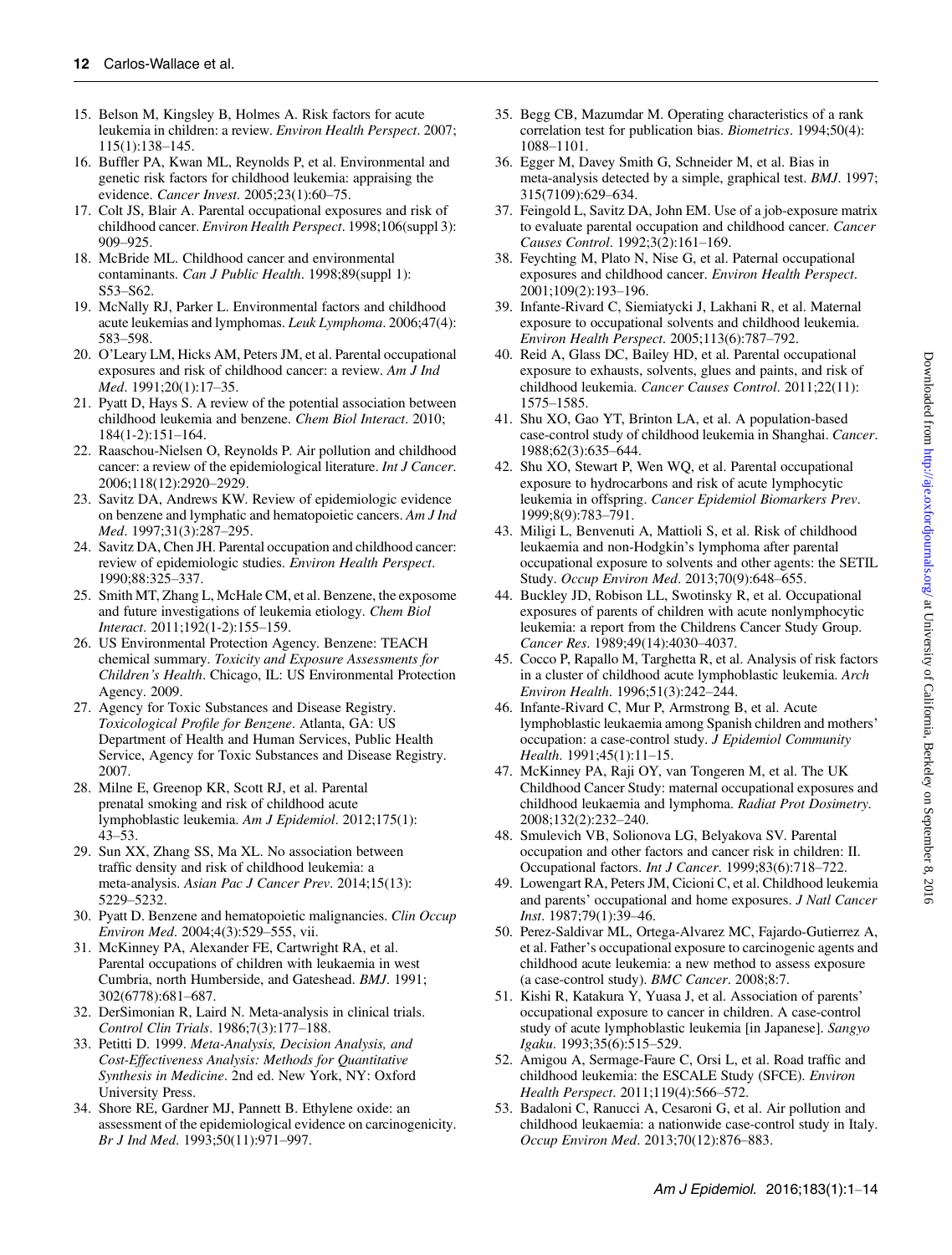15. Belson M, Kingsley B, Holmes A. Risk factors for acute leukemia in children: a review. *Environ Health Perspect*. 2007; 115(1):138–145.
16. Buffler PA, Kwan ML, Reynolds P, et al. Environmental and genetic risk factors for childhood leukemia: appraising the evidence. *Cancer Invest*. 2005;23(1):60–75.
17. Colt JS, Blair A. Parental occupational exposures and risk of childhood cancer. *Environ Health Perspect*. 1998;106(suppl 3): 909–925.
18. McBride ML. Childhood cancer and environmental contaminants. *Can J Public Health*. 1998;89(suppl 1): S53–S62.
19. McNally RJ, Parker L. Environmental factors and childhood acute leukemias and lymphomas. *Leuk Lymphoma*. 2006;47(4): 583–598.
20. O'Leary LM, Hicks AM, Peters JM, et al. Parental occupational exposures and risk of childhood cancer: a review. *Am J Ind Med*. 1991;20(1):17–35.
21. Pyatt D, Hays S. A review of the potential association between childhood leukemia and benzene. *Chem Biol Interact*. 2010; 184(1-2):151–164.
22. Raaschou-Nielsen O, Reynolds P. Air pollution and childhood cancer: a review of the epidemiological literature. *Int J Cancer*. 2006;118(12):2920–2929.
23. Savitz DA, Andrews KW. Review of epidemiologic evidence on benzene and lymphatic and hematopoietic cancers. *Am J Ind Med*. 1997;31(3):287–295.
24. Savitz DA, Chen JH. Parental occupation and childhood cancer: review of epidemiologic studies. *Environ Health Perspect*. 1990;88:325–337.
25. Smith MT, Zhang L, McHale CM, et al. Benzene, the exposome and future investigations of leukemia etiology. *Chem Biol Interact*. 2011;192(1-2):155–159.
26. US Environmental Protection Agency. Benzene: TEACH chemical summary. *Toxicity and Exposure Assessments for Children's Health*. Chicago, IL: US Environmental Protection Agency. 2009.
27. Agency for Toxic Substances and Disease Registry. *Toxicological Profile for Benzene*. Atlanta, GA: US Department of Health and Human Services, Public Health Service, Agency for Toxic Substances and Disease Registry. 2007.
28. Milne E, Greenop KR, Scott RJ, et al. Parental prenatal smoking and risk of childhood acute lymphoblastic leukemia. *Am J Epidemiol*. 2012;175(1): 43–53.
29. Sun XX, Zhang SS, Ma XL. No association between traffic density and risk of childhood leukemia: a meta-analysis. *Asian Pac J Cancer Prev*. 2014;15(13): 5229–5232.
30. Pyatt D. Benzene and hematopoietic malignancies. *Clin Occup Environ Med*. 2004;4(3):529–555, vii.
31. McKinney PA, Alexander FE, Cartwright RA, et al. Parental occupations of children with leukaemia in west Cumbria, north Humberside, and Gateshead. *BMJ*. 1991; 302(6778):681–687.
32. DerSimonian R, Laird N. Meta-analysis in clinical trials. *Control Clin Trials*. 1986;7(3):177–188.
33. Petitti D. 1999. *Meta-Analysis, Decision Analysis, and Cost-Effectiveness Analysis: Methods for Quantitative Synthesis in Medicine*. 2nd ed. New York, NY: Oxford University Press.
34. Shore RE, Gardner MJ, Pannett B. Ethylene oxide: an assessment of the epidemiological evidence on carcinogenicity. *Br J Ind Med*. 1993;50(11):971–997.
35. Begg CB, Mazumdar M. Operating characteristics of a rank correlation test for publication bias. *Biometrics*. 1994;50(4): 1088–1101.
36. Egger M, Davey Smith G, Schneider M, et al. Bias in meta-analysis detected by a simple, graphical test. *BMJ*. 1997; 315(7109):629–634.
37. Feingold L, Savitz DA, John EM. Use of a job-exposure matrix to evaluate parental occupation and childhood cancer. *Cancer Causes Control*. 1992;3(2):161–169.
38. Feychting M, Plato N, Nise G, et al. Paternal occupational exposures and childhood cancer. *Environ Health Perspect*. 2001;109(2):193–196.
39. Infante-Rivard C, Siemiatycki J, Lakhani R, et al. Maternal exposure to occupational solvents and childhood leukemia. *Environ Health Perspect*. 2005;113(6):787–792.
40. Reid A, Glass DC, Bailey HD, et al. Parental occupational exposure to exhausts, solvents, glues and paints, and risk of childhood leukemia. *Cancer Causes Control*. 2011;22(11): 1575–1585.
41. Shu XO, Gao YT, Brinton LA, et al. A population-based case-control study of childhood leukemia in Shanghai. *Cancer*. 1988;62(3):635–644.
42. Shu XO, Stewart P, Wen WQ, et al. Parental occupational exposure to hydrocarbons and risk of acute lymphocytic leukemia in offspring. *Cancer Epidemiol Biomarkers Prev*. 1999;8(9):783–791.
43. Miligi L, Benvenuti A, Mattioli S, et al. Risk of childhood leukaemia and non-Hodgkin's lymphoma after parental occupational exposure to solvents and other agents: the SETIL Study. *Occup Environ Med*. 2013;70(9):648–655.
44. Buckley JD, Robison LL, Swotinsky R, et al. Occupational exposures of parents of children with acute nonlymphocytic leukemia: a report from the Childrens Cancer Study Group. *Cancer Res*. 1989;49(14):4030–4037.
45. Cocco P, Rapallo M, Targhetta R, et al. Analysis of risk factors in a cluster of childhood acute lymphoblastic leukemia. *Arch Environ Health*. 1996;51(3):242–244.
46. Infante-Rivard C, Mur P, Armstrong B, et al. Acute lymphoblastic leukaemia among Spanish children and mothers' occupation: a case-control study. *J Epidemiol Community Health*. 1991;45(1):11–15.
47. McKinney PA, Raji OY, van Tongeren M, et al. The UK Childhood Cancer Study: maternal occupational exposures and childhood leukaemia and lymphoma. *Radiat Prot Dosimetry*. 2008;132(2):232–240.
48. Smulevich VB, Solionova LG, Belyakova SV. Parental occupation and other factors and cancer risk in children: II. Occupational factors. *Int J Cancer*. 1999;83(6):718–722.
49. Lowengart RA, Peters JM, Cicioni C, et al. Childhood leukemia and parents' occupational and home exposures. *J Natl Cancer Inst*. 1987;79(1):39–46.
50. Perez-Saldivar ML, Ortega-Alvarez MC, Fajardo-Gutierrez A, et al. Father's occupational exposure to carcinogenic agents and childhood acute leukemia: a new method to assess exposure (a case-control study). *BMC Cancer*. 2008;8:7.
51. Kishi R, Katakura Y, Yuasa J, et al. Association of parents' occupational exposure to cancer in children. A case-control study of acute lymphoblastic leukemia [in Japanese]. *Sangyo Igaku*. 1993;35(6):515–529.
52. Amigou A, Sermage-Faure C, Orsi L, et al. Road traffic and childhood leukemia: the ESCALE Study (SFCE). *Environ Health Perspect*. 2011;119(4):566–572.
53. Badaloni C, Ranucci A, Cesaroni G, et al. Air pollution and childhood leukaemia: a nationwide case-control study in Italy. *Occup Environ Med*. 2013;70(12):876–883.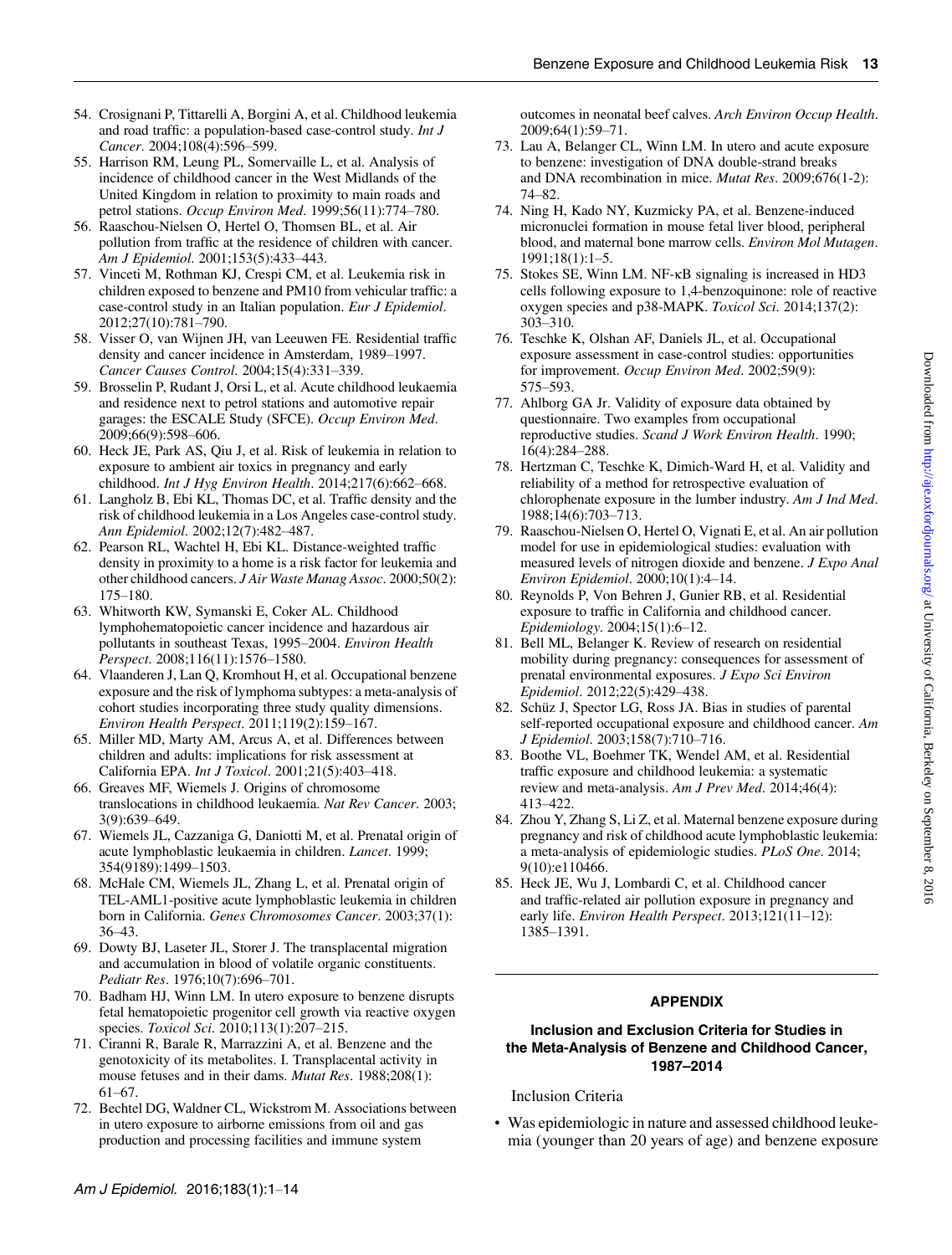54. Crosignani P, Tittarelli A, Borgini A, et al. Childhood leukemia and road traffic: a population-based case-control study. *Int J Cancer*. 2004;108(4):596–599.
55. Harrison RM, Leung PL, Somervaille L, et al. Analysis of incidence of childhood cancer in the West Midlands of the United Kingdom in relation to proximity to main roads and petrol stations. *Occup Environ Med*. 1999;56(11):774–780.
56. Raaschou-Nielsen O, Hertel O, Thomsen BL, et al. Air pollution from traffic at the residence of children with cancer. *Am J Epidemiol*. 2001;153(5):433–443.
57. Vinceti M, Rothman KJ, Crespi CM, et al. Leukemia risk in children exposed to benzene and PM10 from vehicular traffic: a case-control study in an Italian population. *Eur J Epidemiol*. 2012;27(10):781–790.
58. Visser O, van Wijnen JH, van Leeuwen FE. Residential traffic density and cancer incidence in Amsterdam, 1989–1997. *Cancer Causes Control*. 2004;15(4):331–339.
59. Brosselin P, Rudant J, Orsi L, et al. Acute childhood leukaemia and residence next to petrol stations and automotive repair garages: the ESCALE Study (SFCE). *Occup Environ Med*. 2009;66(9):598–606.
60. Heck JE, Park AS, Qiu J, et al. Risk of leukemia in relation to exposure to ambient air toxics in pregnancy and early childhood. *Int J Hyg Environ Health*. 2014;217(6):662–668.
61. Langholz B, Ebi KL, Thomas DC, et al. Traffic density and the risk of childhood leukemia in a Los Angeles case-control study. *Ann Epidemiol*. 2002;12(7):482–487.
62. Pearson RL, Wachtel H, Ebi KL. Distance-weighted traffic density in proximity to a home is a risk factor for leukemia and other childhood cancers. *J Air Waste Manag Assoc*. 2000;50(2):175–180.
63. Whitworth KW, Symanski E, Coker AL. Childhood lymphohematopoietic cancer incidence and hazardous air pollutants in southeast Texas, 1995–2004. *Environ Health Perspect*. 2008;116(11):1576–1580.
64. Vlaanderen J, Lan Q, Kromhout H, et al. Occupational benzene exposure and the risk of lymphoma subtypes: a meta-analysis of cohort studies incorporating three study quality dimensions. *Environ Health Perspect*. 2011;119(2):159–167.
65. Miller MD, Marty AM, Arcus A, et al. Differences between children and adults: implications for risk assessment at California EPA. *Int J Toxicol*. 2001;21(5):403–418.
66. Greaves MF, Wiemels J. Origins of chromosome translocations in childhood leukaemia. *Nat Rev Cancer*. 2003;3(9):639–649.
67. Wiemels JL, Cazzaniga G, Daniotti M, et al. Prenatal origin of acute lymphoblastic leukaemia in children. *Lancet*. 1999;354(9189):1499–1503.
68. McHale CM, Wiemels JL, Zhang L, et al. Prenatal origin of TEL-AML1-positive acute lymphoblastic leukemia in children born in California. *Genes Chromosomes Cancer*. 2003;37(1):36–43.
69. Dowty BJ, Laseter JL, Storer J. The transplacental migration and accumulation in blood of volatile organic constituents. *Pediatr Res*. 1976;10(7):696–701.
70. Badham HJ, Winn LM. In utero exposure to benzene disrupts fetal hematopoietic progenitor cell growth via reactive oxygen species. *Toxicol Sci*. 2010;113(1):207–215.
71. Ciranni R, Barale R, Marrazzini A, et al. Benzene and the genotoxicity of its metabolites. I. Transplacental activity in mouse fetuses and in their dams. *Mutat Res*. 1988;208(1):61–67.
72. Bechtel DG, Waldner CL, Wickstrom M. Associations between in utero exposure to airborne emissions from oil and gas production and processing facilities and immune system outcomes in neonatal beef calves. *Arch Environ Occup Health*. 2009;64(1):59–71.
73. Lau A, Belanger CL, Winn LM. In utero and acute exposure to benzene: investigation of DNA double-strand breaks and DNA recombination in mice. *Mutat Res*. 2009;676(1-2):74–82.
74. Ning H, Kado NY, Kuzmicky PA, et al. Benzene-induced micronuclei formation in mouse fetal liver blood, peripheral blood, and maternal bone marrow cells. *Environ Mol Mutagen*. 1991;18(1):1–5.
75. Stokes SE, Winn LM. NF-κB signaling is increased in HD3 cells following exposure to 1,4-benzoquinone: role of reactive oxygen species and p38-MAPK. *Toxicol Sci*. 2014;137(2):303–310.
76. Teschke K, Olshan AF, Daniels JL, et al. Occupational exposure assessment in case-control studies: opportunities for improvement. *Occup Environ Med*. 2002;59(9):575–593.
77. Ahlborg GA Jr. Validity of exposure data obtained by questionnaire. Two examples from occupational reproductive studies. *Scand J Work Environ Health*. 1990;16(4):284–288.
78. Hertzman C, Teschke K, Dimich-Ward H, et al. Validity and reliability of a method for retrospective evaluation of chlorophenate exposure in the lumber industry. *Am J Ind Med*. 1988;14(6):703–713.
79. Raaschou-Nielsen O, Hertel O, Vignati E, et al. An air pollution model for use in epidemiological studies: evaluation with measured levels of nitrogen dioxide and benzene. *J Expo Anal Environ Epidemiol*. 2000;10(1):4–14.
80. Reynolds P, Von Behren J, Gunier RB, et al. Residential exposure to traffic in California and childhood cancer. *Epidemiology*. 2004;15(1):6–12.
81. Bell ML, Belanger K. Review of research on residential mobility during pregnancy: consequences for assessment of prenatal environmental exposures. *J Expo Sci Environ Epidemiol*. 2012;22(5):429–438.
82. Schüz J, Spector LG, Ross JA. Bias in studies of parental self-reported occupational exposure and childhood cancer. *Am J Epidemiol*. 2003;158(7):710–716.
83. Boothe VL, Boehmer TK, Wendel AM, et al. Residential traffic exposure and childhood leukemia: a systematic review and meta-analysis. *Am J Prev Med*. 2014;46(4):413–422.
84. Zhou Y, Zhang S, Li Z, et al. Maternal benzene exposure during pregnancy and risk of childhood acute lymphoblastic leukemia: a meta-analysis of epidemiologic studies. *PLoS One*. 2014;9(10):e110466.
85. Heck JE, Wu J, Lombardi C, et al. Childhood cancer and traffic-related air pollution exposure in pregnancy and early life. *Environ Health Perspect*. 2013;121(11–12):1385–1391.

## APPENDIX

### Inclusion and Exclusion Criteria for Studies in the Meta-Analysis of Benzene and Childhood Cancer, 1987–2014

Inclusion Criteria

- Was epidemiologic in nature and assessed childhood leukemia (younger than 20 years of age) and benzene exposure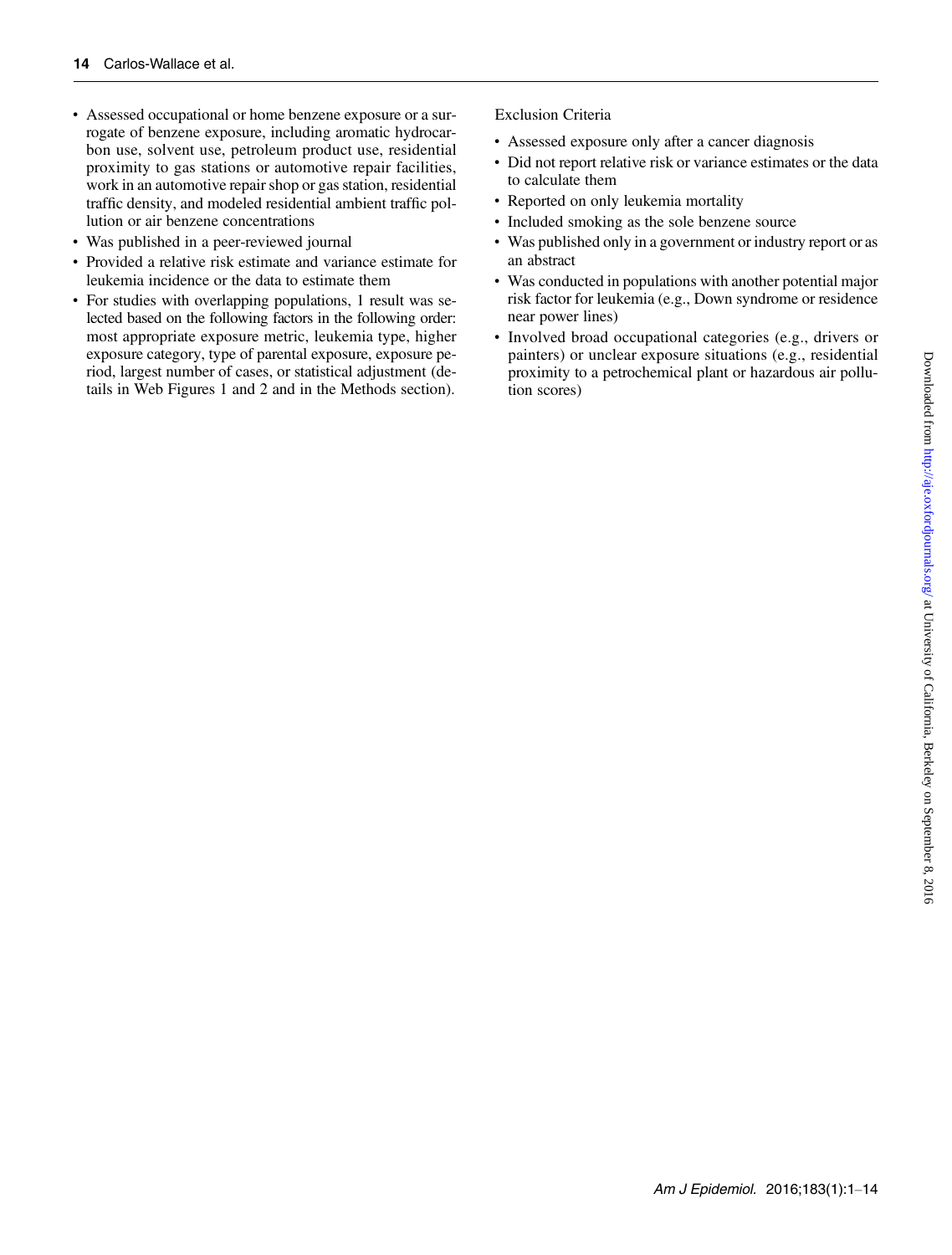- Assessed occupational or home benzene exposure or a surrogate of benzene exposure, including aromatic hydrocarbon use, solvent use, petroleum product use, residential proximity to gas stations or automotive repair facilities, work in an automotive repair shop or gas station, residential traffic density, and modeled residential ambient traffic pollution or air benzene concentrations
- Was published in a peer-reviewed journal
- Provided a relative risk estimate and variance estimate for leukemia incidence or the data to estimate them
- For studies with overlapping populations, 1 result was selected based on the following factors in the following order: most appropriate exposure metric, leukemia type, higher exposure category, type of parental exposure, exposure period, largest number of cases, or statistical adjustment (details in Web Figures 1 and 2 and in the Methods section).

Exclusion Criteria

- Assessed exposure only after a cancer diagnosis
- Did not report relative risk or variance estimates or the data to calculate them
- Reported on only leukemia mortality
- Included smoking as the sole benzene source
- Was published only in a government or industry report or as an abstract
- Was conducted in populations with another potential major risk factor for leukemia (e.g., Down syndrome or residence near power lines)
- Involved broad occupational categories (e.g., drivers or painters) or unclear exposure situations (e.g., residential proximity to a petrochemical plant or hazardous air pollution scores)